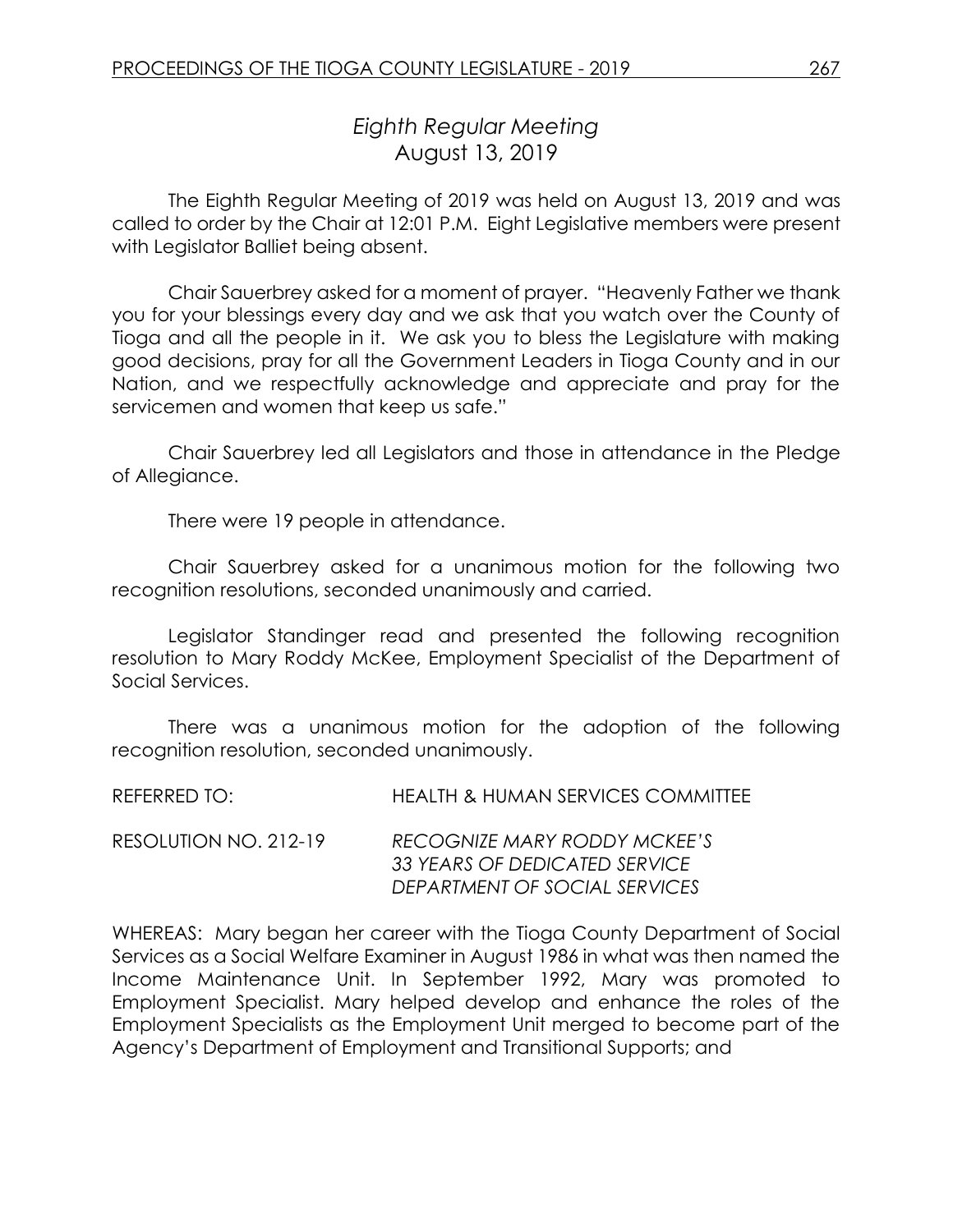# *Eighth Regular Meeting*
## August 13, 2019

The Eighth Regular Meeting of 2019 was held on August 13, 2019 and was called to order by the Chair at 12:01 P.M. Eight Legislative members were present with Legislator Balliet being absent.

Chair Sauerbrey asked for a moment of prayer. "Heavenly Father we thank you for your blessings every day and we ask that you watch over the County of Tioga and all the people in it. We ask you to bless the Legislature with making good decisions, pray for all the Government Leaders in Tioga County and in our Nation, and we respectfully acknowledge and appreciate and pray for the servicemen and women that keep us safe."

Chair Sauerbrey led all Legislators and those in attendance in the Pledge of Allegiance.

There were 19 people in attendance.

Chair Sauerbrey asked for a unanimous motion for the following two recognition resolutions, seconded unanimously and carried.

Legislator Standinger read and presented the following recognition resolution to Mary Roddy McKee, Employment Specialist of the Department of Social Services.

There was a unanimous motion for the adoption of the following recognition resolution, seconded unanimously.

REFERRED TO: HEALTH & HUMAN SERVICES COMMITTEE

RESOLUTION NO. 212-19 *RECOGNIZE MARY RODDY MCKEE'S 33 YEARS OF DEDICATED SERVICE DEPARTMENT OF SOCIAL SERVICES*

WHEREAS: Mary began her career with the Tioga County Department of Social Services as a Social Welfare Examiner in August 1986 in what was then named the Income Maintenance Unit. In September 1992, Mary was promoted to Employment Specialist. Mary helped develop and enhance the roles of the Employment Specialists as the Employment Unit merged to become part of the Agency's Department of Employment and Transitional Supports; and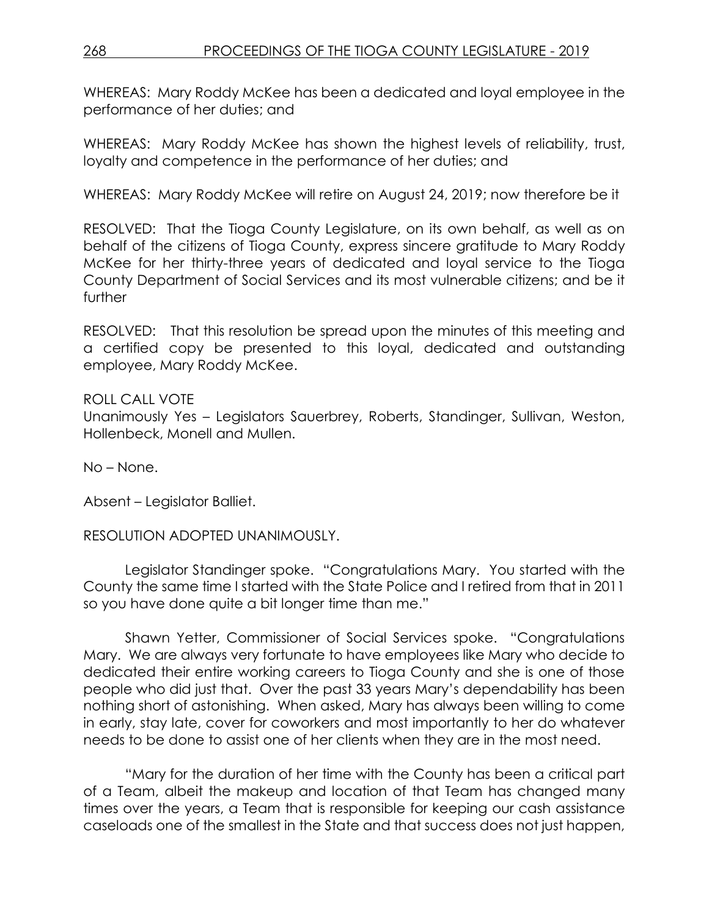WHEREAS: Mary Roddy McKee has been a dedicated and loyal employee in the performance of her duties; and

WHEREAS: Mary Roddy McKee has shown the highest levels of reliability, trust, loyalty and competence in the performance of her duties; and

WHEREAS: Mary Roddy McKee will retire on August 24, 2019; now therefore be it

RESOLVED: That the Tioga County Legislature, on its own behalf, as well as on behalf of the citizens of Tioga County, express sincere gratitude to Mary Roddy McKee for her thirty-three years of dedicated and loyal service to the Tioga County Department of Social Services and its most vulnerable citizens; and be it further

RESOLVED: That this resolution be spread upon the minutes of this meeting and a certified copy be presented to this loyal, dedicated and outstanding employee, Mary Roddy McKee.

ROLL CALL VOTE
Unanimously Yes – Legislators Sauerbrey, Roberts, Standinger, Sullivan, Weston, Hollenbeck, Monell and Mullen.

No – None.

Absent – Legislator Balliet.

RESOLUTION ADOPTED UNANIMOUSLY.

Legislator Standinger spoke. "Congratulations Mary. You started with the County the same time I started with the State Police and I retired from that in 2011 so you have done quite a bit longer time than me."

Shawn Yetter, Commissioner of Social Services spoke. "Congratulations Mary. We are always very fortunate to have employees like Mary who decide to dedicated their entire working careers to Tioga County and she is one of those people who did just that. Over the past 33 years Mary's dependability has been nothing short of astonishing. When asked, Mary has always been willing to come in early, stay late, cover for coworkers and most importantly to her do whatever needs to be done to assist one of her clients when they are in the most need.

"Mary for the duration of her time with the County has been a critical part of a Team, albeit the makeup and location of that Team has changed many times over the years, a Team that is responsible for keeping our cash assistance caseloads one of the smallest in the State and that success does not just happen,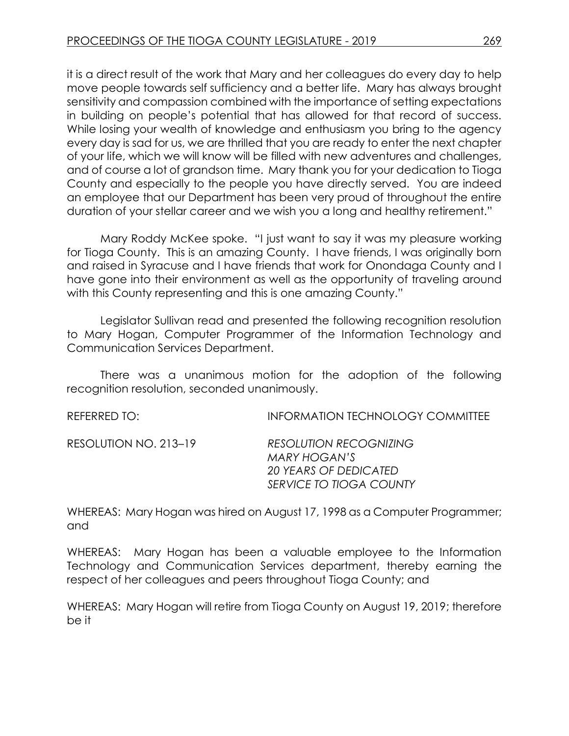it is a direct result of the work that Mary and her colleagues do every day to help move people towards self sufficiency and a better life. Mary has always brought sensitivity and compassion combined with the importance of setting expectations in building on people's potential that has allowed for that record of success. While losing your wealth of knowledge and enthusiasm you bring to the agency every day is sad for us, we are thrilled that you are ready to enter the next chapter of your life, which we will know will be filled with new adventures and challenges, and of course a lot of grandson time. Mary thank you for your dedication to Tioga County and especially to the people you have directly served. You are indeed an employee that our Department has been very proud of throughout the entire duration of your stellar career and we wish you a long and healthy retirement."

Mary Roddy McKee spoke. "I just want to say it was my pleasure working for Tioga County. This is an amazing County. I have friends, I was originally born and raised in Syracuse and I have friends that work for Onondaga County and I have gone into their environment as well as the opportunity of traveling around with this County representing and this is one amazing County."

Legislator Sullivan read and presented the following recognition resolution to Mary Hogan, Computer Programmer of the Information Technology and Communication Services Department.

There was a unanimous motion for the adoption of the following recognition resolution, seconded unanimously.

REFERRED TO: INFORMATION TECHNOLOGY COMMITTEE

RESOLUTION NO. 213–19 *RESOLUTION RECOGNIZING MARY HOGAN'S 20 YEARS OF DEDICATED SERVICE TO TIOGA COUNTY*

WHEREAS: Mary Hogan was hired on August 17, 1998 as a Computer Programmer; and

WHEREAS: Mary Hogan has been a valuable employee to the Information Technology and Communication Services department, thereby earning the respect of her colleagues and peers throughout Tioga County; and

WHEREAS: Mary Hogan will retire from Tioga County on August 19, 2019; therefore be it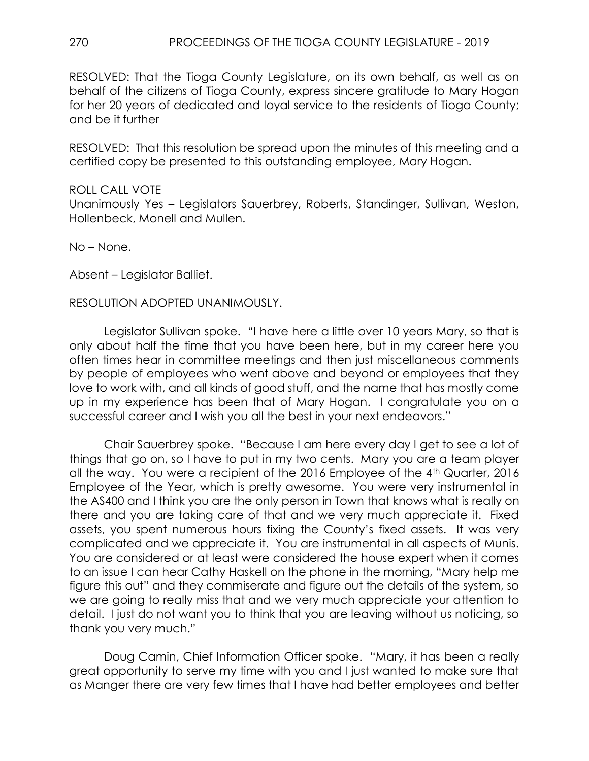RESOLVED: That the Tioga County Legislature, on its own behalf, as well as on behalf of the citizens of Tioga County, express sincere gratitude to Mary Hogan for her 20 years of dedicated and loyal service to the residents of Tioga County; and be it further

RESOLVED: That this resolution be spread upon the minutes of this meeting and a certified copy be presented to this outstanding employee, Mary Hogan.

ROLL CALL VOTE
Unanimously Yes – Legislators Sauerbrey, Roberts, Standinger, Sullivan, Weston, Hollenbeck, Monell and Mullen.

No – None.

Absent – Legislator Balliet.

RESOLUTION ADOPTED UNANIMOUSLY.

Legislator Sullivan spoke. "I have here a little over 10 years Mary, so that is only about half the time that you have been here, but in my career here you often times hear in committee meetings and then just miscellaneous comments by people of employees who went above and beyond or employees that they love to work with, and all kinds of good stuff, and the name that has mostly come up in my experience has been that of Mary Hogan. I congratulate you on a successful career and I wish you all the best in your next endeavors."

Chair Sauerbrey spoke. "Because I am here every day I get to see a lot of things that go on, so I have to put in my two cents. Mary you are a team player all the way. You were a recipient of the 2016 Employee of the 4th Quarter, 2016 Employee of the Year, which is pretty awesome. You were very instrumental in the AS400 and I think you are the only person in Town that knows what is really on there and you are taking care of that and we very much appreciate it. Fixed assets, you spent numerous hours fixing the County's fixed assets. It was very complicated and we appreciate it. You are instrumental in all aspects of Munis. You are considered or at least were considered the house expert when it comes to an issue I can hear Cathy Haskell on the phone in the morning, "Mary help me figure this out" and they commiserate and figure out the details of the system, so we are going to really miss that and we very much appreciate your attention to detail. I just do not want you to think that you are leaving without us noticing, so thank you very much."

Doug Camin, Chief Information Officer spoke. "Mary, it has been a really great opportunity to serve my time with you and I just wanted to make sure that as Manger there are very few times that I have had better employees and better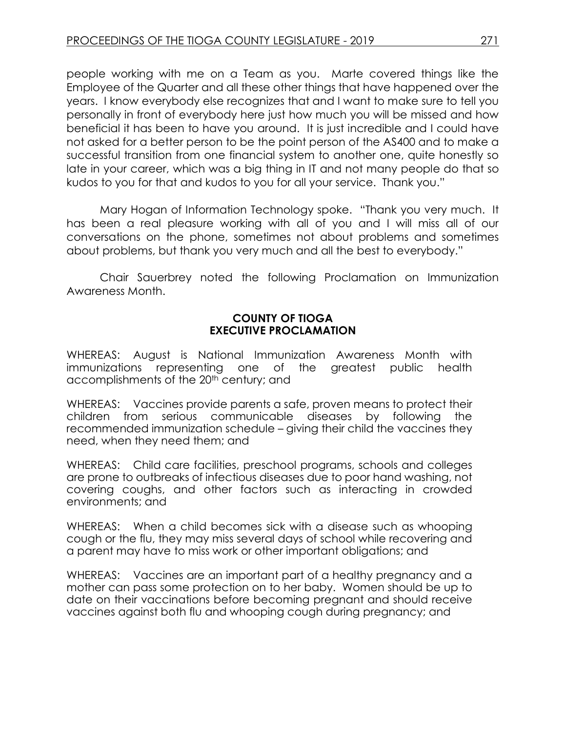people working with me on a Team as you. Marte covered things like the Employee of the Quarter and all these other things that have happened over the years. I know everybody else recognizes that and I want to make sure to tell you personally in front of everybody here just how much you will be missed and how beneficial it has been to have you around. It is just incredible and I could have not asked for a better person to be the point person of the AS400 and to make a successful transition from one financial system to another one, quite honestly so late in your career, which was a big thing in IT and not many people do that so kudos to you for that and kudos to you for all your service. Thank you."

Mary Hogan of Information Technology spoke. "Thank you very much. It has been a real pleasure working with all of you and I will miss all of our conversations on the phone, sometimes not about problems and sometimes about problems, but thank you very much and all the best to everybody."

Chair Sauerbrey noted the following Proclamation on Immunization Awareness Month.

**COUNTY OF TIOGA**
**EXECUTIVE PROCLAMATION**

WHEREAS: August is National Immunization Awareness Month with immunizations representing one of the greatest public health accomplishments of the 20th century; and

WHEREAS: Vaccines provide parents a safe, proven means to protect their children from serious communicable diseases by following the recommended immunization schedule – giving their child the vaccines they need, when they need them; and

WHEREAS: Child care facilities, preschool programs, schools and colleges are prone to outbreaks of infectious diseases due to poor hand washing, not covering coughs, and other factors such as interacting in crowded environments; and

WHEREAS: When a child becomes sick with a disease such as whooping cough or the flu, they may miss several days of school while recovering and a parent may have to miss work or other important obligations; and

WHEREAS: Vaccines are an important part of a healthy pregnancy and a mother can pass some protection on to her baby. Women should be up to date on their vaccinations before becoming pregnant and should receive vaccines against both flu and whooping cough during pregnancy; and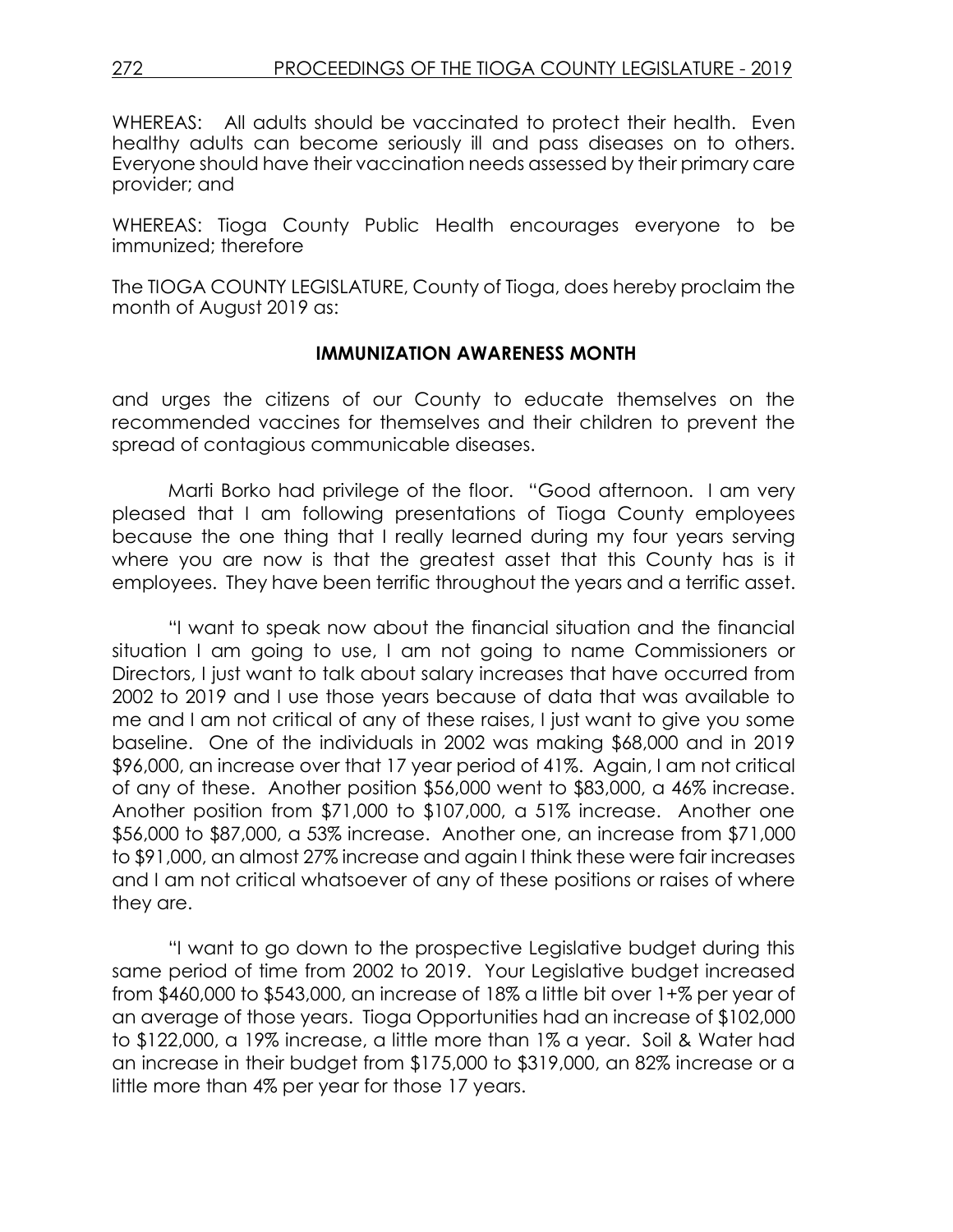WHEREAS: All adults should be vaccinated to protect their health. Even healthy adults can become seriously ill and pass diseases on to others. Everyone should have their vaccination needs assessed by their primary care provider; and

WHEREAS: Tioga County Public Health encourages everyone to be immunized; therefore

The TIOGA COUNTY LEGISLATURE, County of Tioga, does hereby proclaim the month of August 2019 as:

**IMMUNIZATION AWARENESS MONTH**

and urges the citizens of our County to educate themselves on the recommended vaccines for themselves and their children to prevent the spread of contagious communicable diseases.

Marti Borko had privilege of the floor. "Good afternoon. I am very pleased that I am following presentations of Tioga County employees because the one thing that I really learned during my four years serving where you are now is that the greatest asset that this County has is it employees. They have been terrific throughout the years and a terrific asset.

"I want to speak now about the financial situation and the financial situation I am going to use, I am not going to name Commissioners or Directors, I just want to talk about salary increases that have occurred from 2002 to 2019 and I use those years because of data that was available to me and I am not critical of any of these raises, I just want to give you some baseline. One of the individuals in 2002 was making $68,000 and in 2019 $96,000, an increase over that 17 year period of 41%. Again, I am not critical of any of these. Another position $56,000 went to $83,000, a 46% increase. Another position from $71,000 to $107,000, a 51% increase. Another one $56,000 to $87,000, a 53% increase. Another one, an increase from $71,000 to $91,000, an almost 27% increase and again I think these were fair increases and I am not critical whatsoever of any of these positions or raises of where they are.

"I want to go down to the prospective Legislative budget during this same period of time from 2002 to 2019. Your Legislative budget increased from $460,000 to $543,000, an increase of 18% a little bit over 1+% per year of an average of those years. Tioga Opportunities had an increase of $102,000 to $122,000, a 19% increase, a little more than 1% a year. Soil & Water had an increase in their budget from $175,000 to $319,000, an 82% increase or a little more than 4% per year for those 17 years.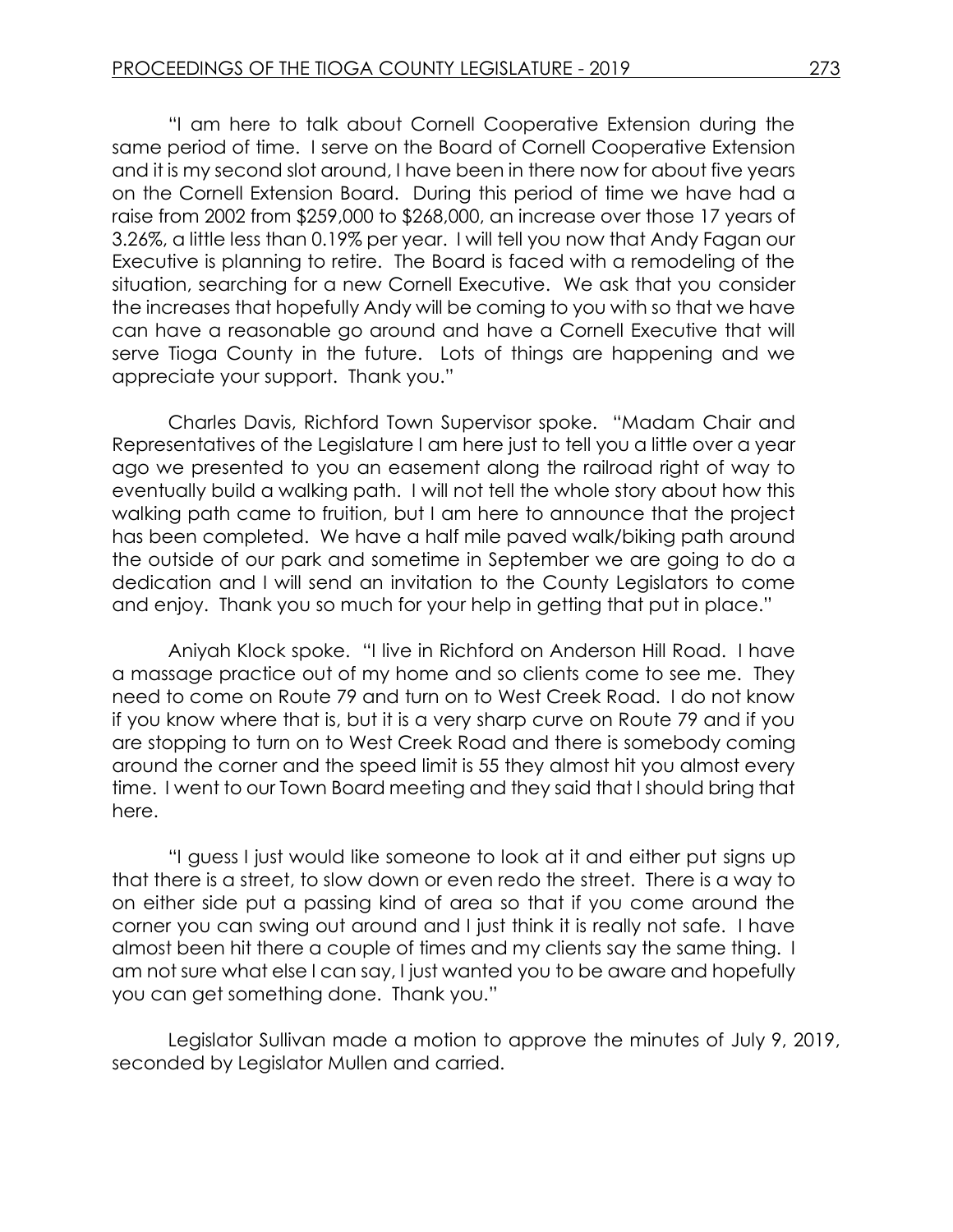"I am here to talk about Cornell Cooperative Extension during the same period of time. I serve on the Board of Cornell Cooperative Extension and it is my second slot around, I have been in there now for about five years on the Cornell Extension Board. During this period of time we have had a raise from 2002 from $259,000 to $268,000, an increase over those 17 years of 3.26%, a little less than 0.19% per year. I will tell you now that Andy Fagan our Executive is planning to retire. The Board is faced with a remodeling of the situation, searching for a new Cornell Executive. We ask that you consider the increases that hopefully Andy will be coming to you with so that we have can have a reasonable go around and have a Cornell Executive that will serve Tioga County in the future. Lots of things are happening and we appreciate your support. Thank you."

Charles Davis, Richford Town Supervisor spoke. "Madam Chair and Representatives of the Legislature I am here just to tell you a little over a year ago we presented to you an easement along the railroad right of way to eventually build a walking path. I will not tell the whole story about how this walking path came to fruition, but I am here to announce that the project has been completed. We have a half mile paved walk/biking path around the outside of our park and sometime in September we are going to do a dedication and I will send an invitation to the County Legislators to come and enjoy. Thank you so much for your help in getting that put in place."

Aniyah Klock spoke. "I live in Richford on Anderson Hill Road. I have a massage practice out of my home and so clients come to see me. They need to come on Route 79 and turn on to West Creek Road. I do not know if you know where that is, but it is a very sharp curve on Route 79 and if you are stopping to turn on to West Creek Road and there is somebody coming around the corner and the speed limit is 55 they almost hit you almost every time. I went to our Town Board meeting and they said that I should bring that here.

"I guess I just would like someone to look at it and either put signs up that there is a street, to slow down or even redo the street. There is a way to on either side put a passing kind of area so that if you come around the corner you can swing out around and I just think it is really not safe. I have almost been hit there a couple of times and my clients say the same thing. I am not sure what else I can say, I just wanted you to be aware and hopefully you can get something done. Thank you."

Legislator Sullivan made a motion to approve the minutes of July 9, 2019, seconded by Legislator Mullen and carried.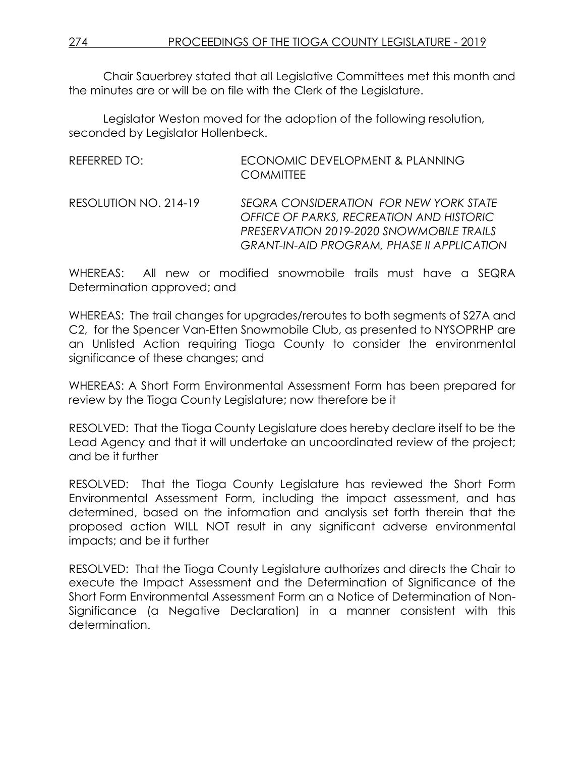Chair Sauerbrey stated that all Legislative Committees met this month and the minutes are or will be on file with the Clerk of the Legislature.

Legislator Weston moved for the adoption of the following resolution, seconded by Legislator Hollenbeck.

REFERRED TO: ECONOMIC DEVELOPMENT & PLANNING COMMITTEE

RESOLUTION NO. 214-19 *SEQRA CONSIDERATION FOR NEW YORK STATE OFFICE OF PARKS, RECREATION AND HISTORIC PRESERVATION 2019-2020 SNOWMOBILE TRAILS GRANT-IN-AID PROGRAM, PHASE II APPLICATION*

WHEREAS: All new or modified snowmobile trails must have a SEQRA Determination approved; and

WHEREAS: The trail changes for upgrades/reroutes to both segments of S27A and C2, for the Spencer Van-Etten Snowmobile Club, as presented to NYSOPRHP are an Unlisted Action requiring Tioga County to consider the environmental significance of these changes; and

WHEREAS: A Short Form Environmental Assessment Form has been prepared for review by the Tioga County Legislature; now therefore be it

RESOLVED: That the Tioga County Legislature does hereby declare itself to be the Lead Agency and that it will undertake an uncoordinated review of the project; and be it further

RESOLVED: That the Tioga County Legislature has reviewed the Short Form Environmental Assessment Form, including the impact assessment, and has determined, based on the information and analysis set forth therein that the proposed action WILL NOT result in any significant adverse environmental impacts; and be it further

RESOLVED: That the Tioga County Legislature authorizes and directs the Chair to execute the Impact Assessment and the Determination of Significance of the Short Form Environmental Assessment Form an a Notice of Determination of Non-Significance (a Negative Declaration) in a manner consistent with this determination.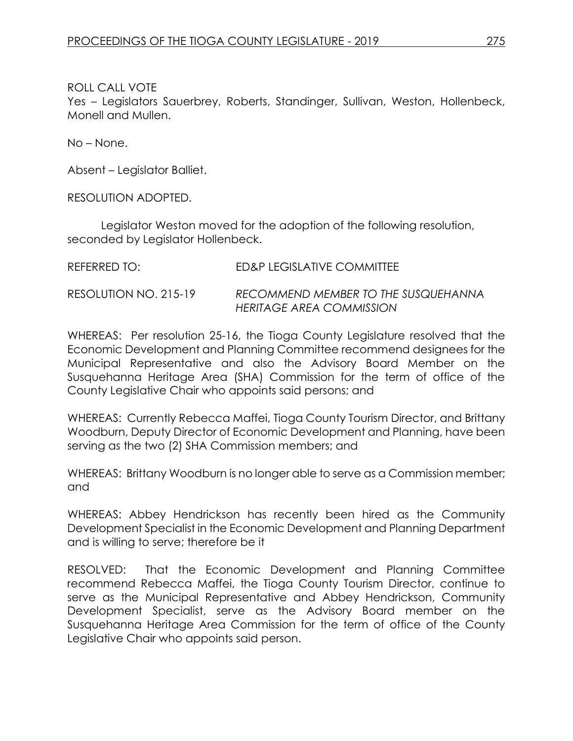ROLL CALL VOTE
Yes – Legislators Sauerbrey, Roberts, Standinger, Sullivan, Weston, Hollenbeck, Monell and Mullen.

No – None.

Absent – Legislator Balliet.

RESOLUTION ADOPTED.

Legislator Weston moved for the adoption of the following resolution, seconded by Legislator Hollenbeck.

REFERRED TO: ED&P LEGISLATIVE COMMITTEE

RESOLUTION NO. 215-19 *RECOMMEND MEMBER TO THE SUSQUEHANNA HERITAGE AREA COMMISSION*

WHEREAS: Per resolution 25-16, the Tioga County Legislature resolved that the Economic Development and Planning Committee recommend designees for the Municipal Representative and also the Advisory Board Member on the Susquehanna Heritage Area (SHA) Commission for the term of office of the County Legislative Chair who appoints said persons; and

WHEREAS: Currently Rebecca Maffei, Tioga County Tourism Director, and Brittany Woodburn, Deputy Director of Economic Development and Planning, have been serving as the two (2) SHA Commission members; and

WHEREAS: Brittany Woodburn is no longer able to serve as a Commission member; and

WHEREAS: Abbey Hendrickson has recently been hired as the Community Development Specialist in the Economic Development and Planning Department and is willing to serve; therefore be it

RESOLVED: That the Economic Development and Planning Committee recommend Rebecca Maffei, the Tioga County Tourism Director, continue to serve as the Municipal Representative and Abbey Hendrickson, Community Development Specialist, serve as the Advisory Board member on the Susquehanna Heritage Area Commission for the term of office of the County Legislative Chair who appoints said person.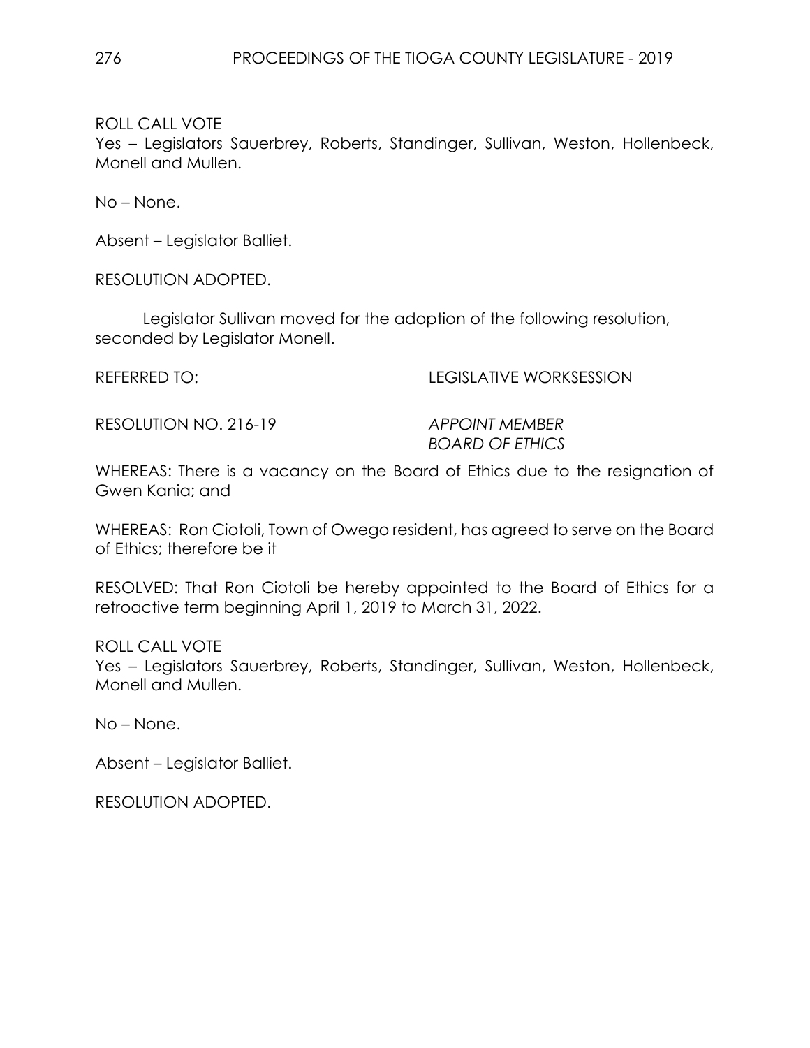ROLL CALL VOTE

Yes – Legislators Sauerbrey, Roberts, Standinger, Sullivan, Weston, Hollenbeck, Monell and Mullen.

No – None.

Absent – Legislator Balliet.

RESOLUTION ADOPTED.

Legislator Sullivan moved for the adoption of the following resolution, seconded by Legislator Monell.

REFERRED TO: LEGISLATIVE WORKSESSION

RESOLUTION NO. 216-19 *APPOINT MEMBER BOARD OF ETHICS*

WHEREAS: There is a vacancy on the Board of Ethics due to the resignation of Gwen Kania; and

WHEREAS: Ron Ciotoli, Town of Owego resident, has agreed to serve on the Board of Ethics; therefore be it

RESOLVED: That Ron Ciotoli be hereby appointed to the Board of Ethics for a retroactive term beginning April 1, 2019 to March 31, 2022.

ROLL CALL VOTE

Yes – Legislators Sauerbrey, Roberts, Standinger, Sullivan, Weston, Hollenbeck, Monell and Mullen.

No – None.

Absent – Legislator Balliet.

RESOLUTION ADOPTED.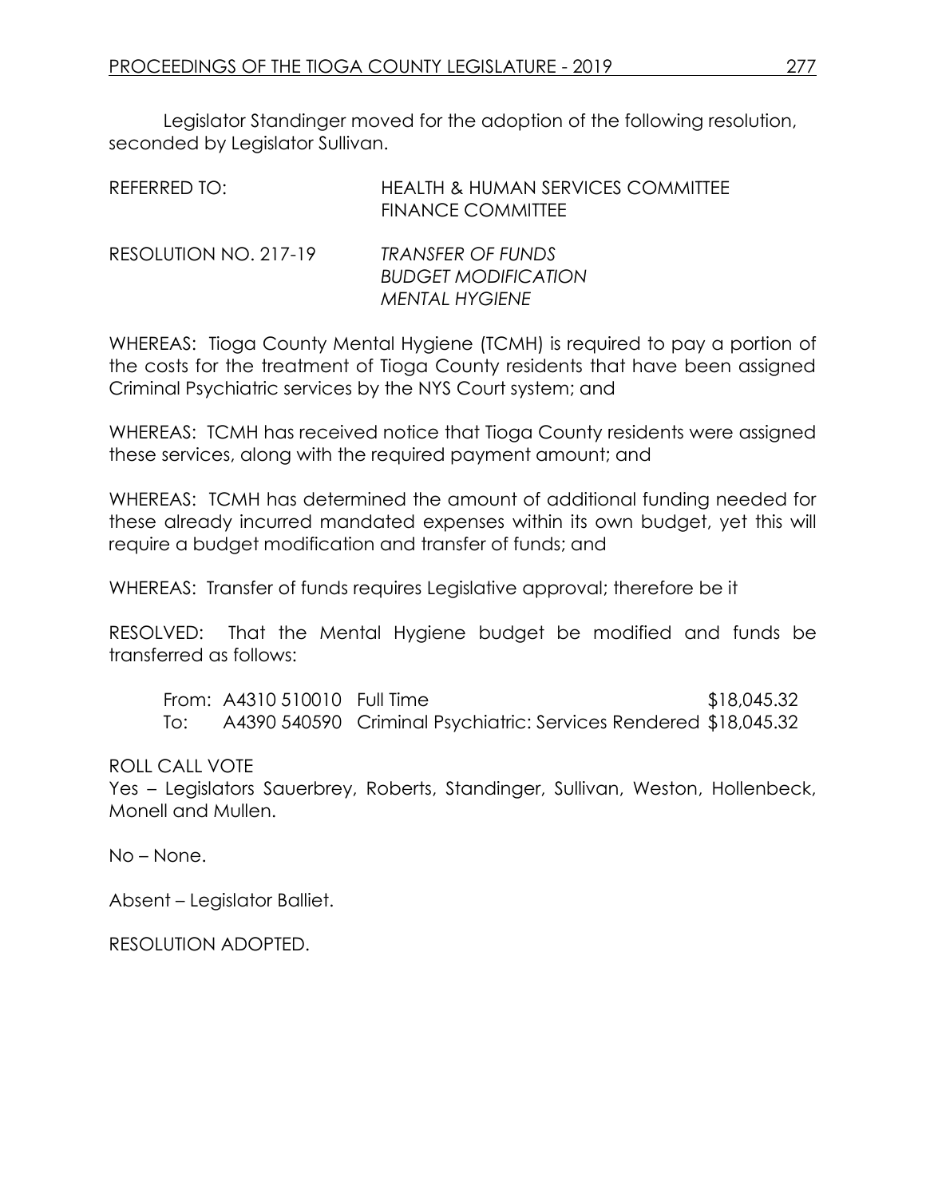Legislator Standinger moved for the adoption of the following resolution, seconded by Legislator Sullivan.

REFERRED TO: HEALTH & HUMAN SERVICES COMMITTEE
FINANCE COMMITTEE

RESOLUTION NO. 217-19 *TRANSFER OF FUNDS*
*BUDGET MODIFICATION*
*MENTAL HYGIENE*

WHEREAS: Tioga County Mental Hygiene (TCMH) is required to pay a portion of the costs for the treatment of Tioga County residents that have been assigned Criminal Psychiatric services by the NYS Court system; and

WHEREAS: TCMH has received notice that Tioga County residents were assigned these services, along with the required payment amount; and

WHEREAS: TCMH has determined the amount of additional funding needed for these already incurred mandated expenses within its own budget, yet this will require a budget modification and transfer of funds; and

WHEREAS: Transfer of funds requires Legislative approval; therefore be it

RESOLVED: That the Mental Hygiene budget be modified and funds be transferred as follows:

| | | | |
|---|---|---|---|
| From: | A4310 510010 | Full Time | $18,045.32 |
| To: | A4390 540590 | Criminal Psychiatric: Services Rendered | $18,045.32 |

ROLL CALL VOTE
Yes – Legislators Sauerbrey, Roberts, Standinger, Sullivan, Weston, Hollenbeck, Monell and Mullen.

No – None.

Absent – Legislator Balliet.

RESOLUTION ADOPTED.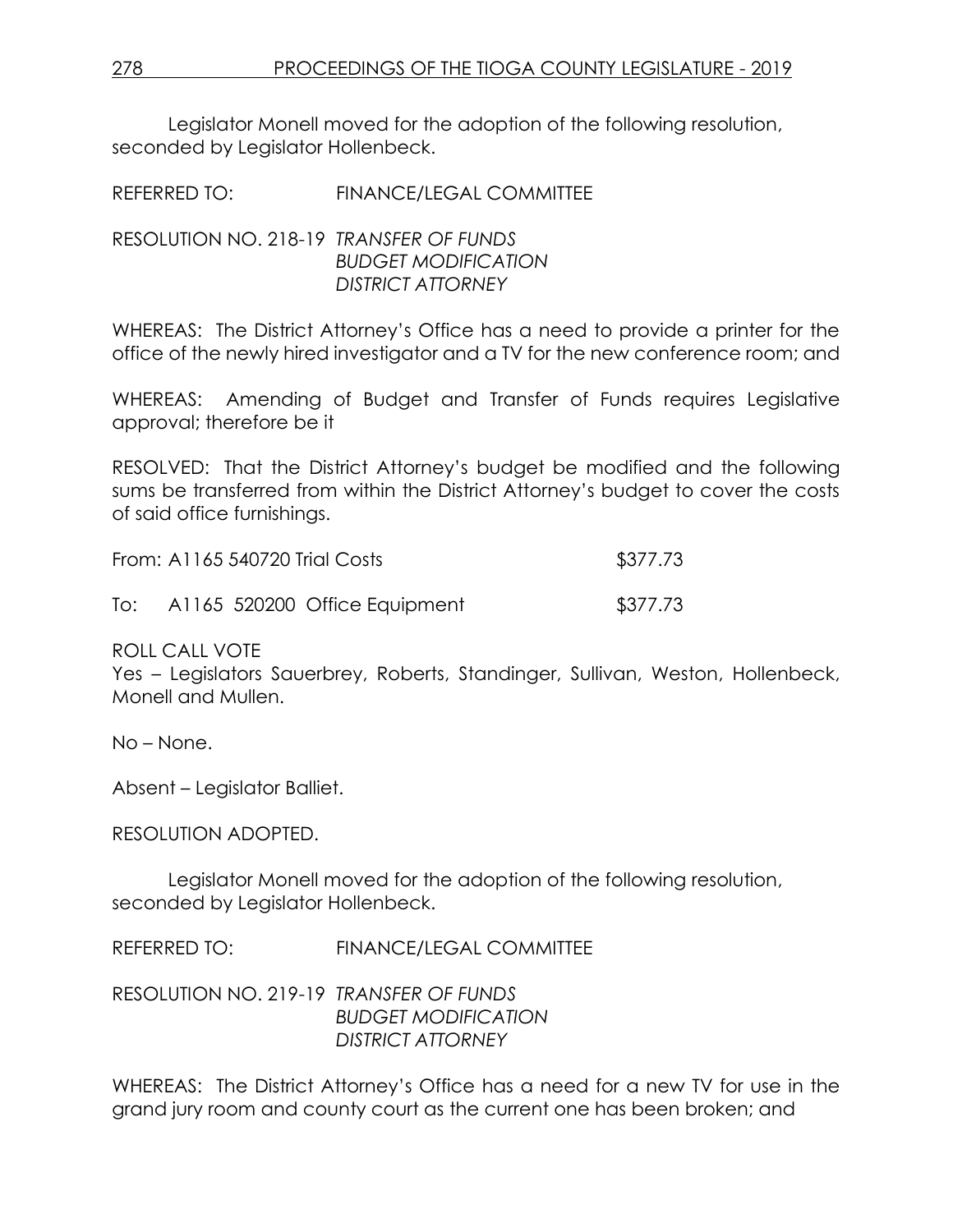Legislator Monell moved for the adoption of the following resolution, seconded by Legislator Hollenbeck.

REFERRED TO: FINANCE/LEGAL COMMITTEE

RESOLUTION NO. 218-19 *TRANSFER OF FUNDS*
*BUDGET MODIFICATION*
*DISTRICT ATTORNEY*

WHEREAS: The District Attorney's Office has a need to provide a printer for the office of the newly hired investigator and a TV for the new conference room; and

WHEREAS: Amending of Budget and Transfer of Funds requires Legislative approval; therefore be it

RESOLVED: That the District Attorney's budget be modified and the following sums be transferred from within the District Attorney's budget to cover the costs of said office furnishings.

From: A1165 540720 Trial Costs $377.73

To: A1165 520200 Office Equipment $377.73

ROLL CALL VOTE
Yes – Legislators Sauerbrey, Roberts, Standinger, Sullivan, Weston, Hollenbeck, Monell and Mullen.

No – None.

Absent – Legislator Balliet.

RESOLUTION ADOPTED.

Legislator Monell moved for the adoption of the following resolution, seconded by Legislator Hollenbeck.

REFERRED TO: FINANCE/LEGAL COMMITTEE

RESOLUTION NO. 219-19 *TRANSFER OF FUNDS*
*BUDGET MODIFICATION*
*DISTRICT ATTORNEY*

WHEREAS: The District Attorney's Office has a need for a new TV for use in the grand jury room and county court as the current one has been broken; and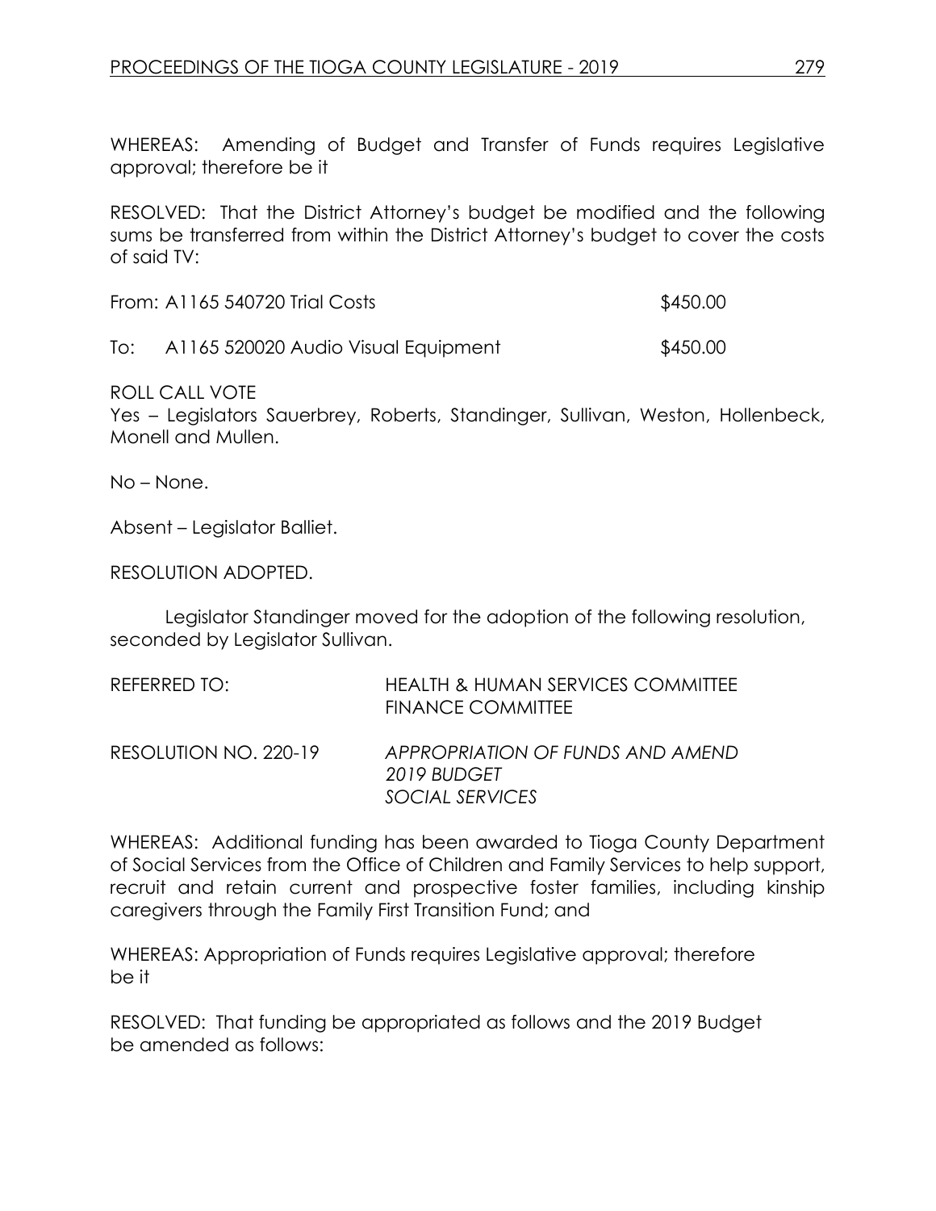WHEREAS: Amending of Budget and Transfer of Funds requires Legislative approval; therefore be it

RESOLVED: That the District Attorney's budget be modified and the following sums be transferred from within the District Attorney's budget to cover the costs of said TV:

| | |
|---|---|
| From: A1165 540720 Trial Costs | $450.00 |
| To: A1165 520020 Audio Visual Equipment | $450.00 |

ROLL CALL VOTE
Yes – Legislators Sauerbrey, Roberts, Standinger, Sullivan, Weston, Hollenbeck, Monell and Mullen.

No – None.

Absent – Legislator Balliet.

RESOLUTION ADOPTED.

Legislator Standinger moved for the adoption of the following resolution, seconded by Legislator Sullivan.

REFERRED TO: HEALTH & HUMAN SERVICES COMMITTEE
FINANCE COMMITTEE

RESOLUTION NO. 220-19 *APPROPRIATION OF FUNDS AND AMEND 2019 BUDGET SOCIAL SERVICES*

WHEREAS: Additional funding has been awarded to Tioga County Department of Social Services from the Office of Children and Family Services to help support, recruit and retain current and prospective foster families, including kinship caregivers through the Family First Transition Fund; and

WHEREAS: Appropriation of Funds requires Legislative approval; therefore be it

RESOLVED: That funding be appropriated as follows and the 2019 Budget be amended as follows: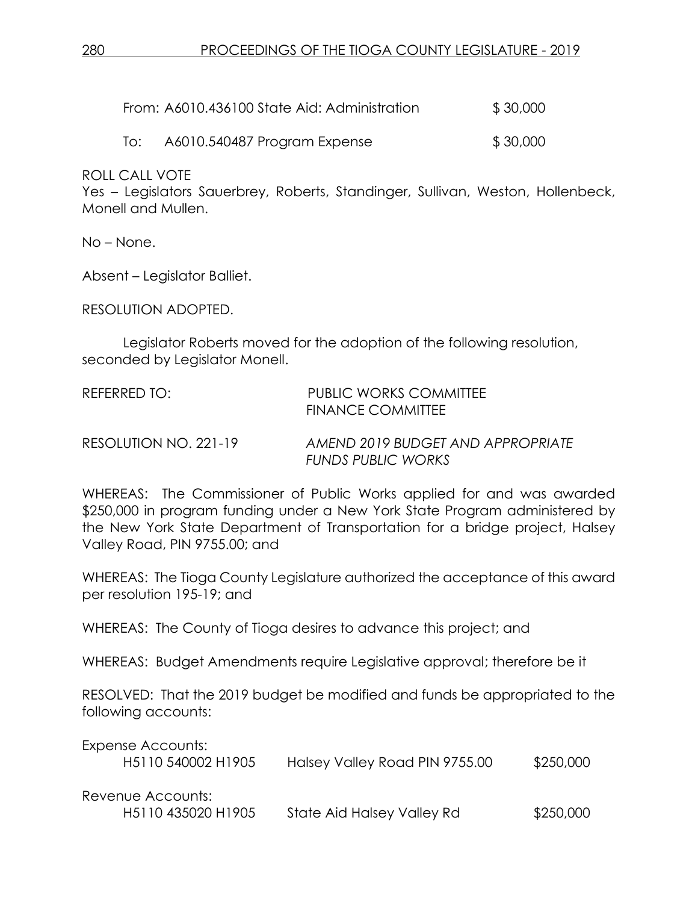From: A6010.436100 State Aid: Administration $ 30,000

To: A6010.540487 Program Expense $ 30,000

ROLL CALL VOTE
Yes – Legislators Sauerbrey, Roberts, Standinger, Sullivan, Weston, Hollenbeck, Monell and Mullen.

No – None.

Absent – Legislator Balliet.

RESOLUTION ADOPTED.

Legislator Roberts moved for the adoption of the following resolution, seconded by Legislator Monell.

REFERRED TO: PUBLIC WORKS COMMITTEE
FINANCE COMMITTEE

RESOLUTION NO. 221-19 *AMEND 2019 BUDGET AND APPROPRIATE FUNDS PUBLIC WORKS*

WHEREAS: The Commissioner of Public Works applied for and was awarded $250,000 in program funding under a New York State Program administered by the New York State Department of Transportation for a bridge project, Halsey Valley Road, PIN 9755.00; and

WHEREAS: The Tioga County Legislature authorized the acceptance of this award per resolution 195-19; and

WHEREAS: The County of Tioga desires to advance this project; and

WHEREAS: Budget Amendments require Legislative approval; therefore be it

RESOLVED: That the 2019 budget be modified and funds be appropriated to the following accounts:

Expense Accounts:

| | | |
|---|---|---|
| H5110 540002 H1905 | Halsey Valley Road PIN 9755.00 | $250,000 |

Revenue Accounts:

| | | |
|---|---|---|
| H5110 435020 H1905 | State Aid Halsey Valley Rd | $250,000 |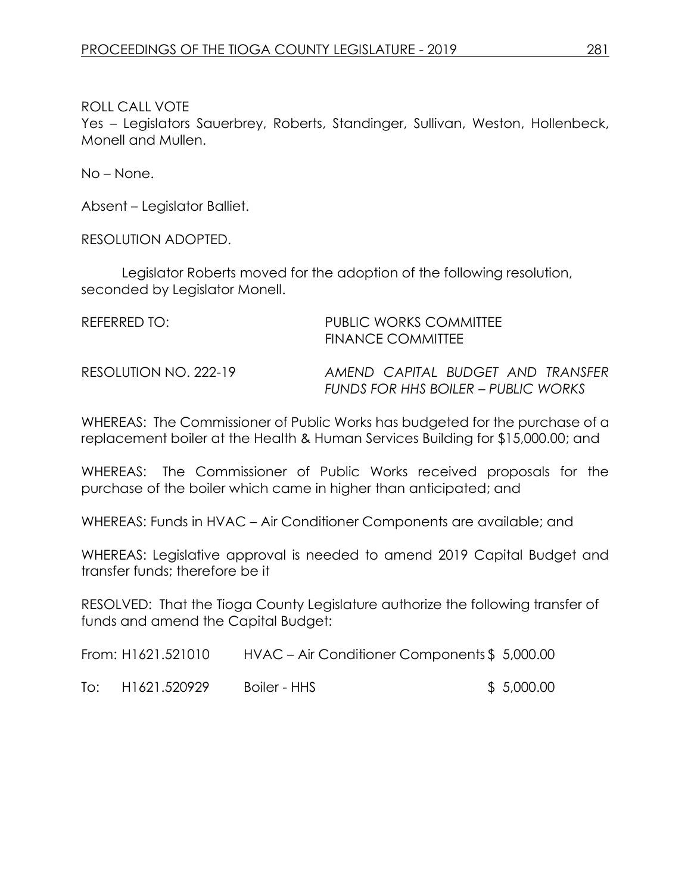ROLL CALL VOTE
Yes – Legislators Sauerbrey, Roberts, Standinger, Sullivan, Weston, Hollenbeck, Monell and Mullen.

No – None.

Absent – Legislator Balliet.

RESOLUTION ADOPTED.

Legislator Roberts moved for the adoption of the following resolution, seconded by Legislator Monell.

REFERRED TO: PUBLIC WORKS COMMITTEE
FINANCE COMMITTEE

RESOLUTION NO. 222-19 *AMEND CAPITAL BUDGET AND TRANSFER FUNDS FOR HHS BOILER – PUBLIC WORKS*

WHEREAS: The Commissioner of Public Works has budgeted for the purchase of a replacement boiler at the Health & Human Services Building for $15,000.00; and

WHEREAS: The Commissioner of Public Works received proposals for the purchase of the boiler which came in higher than anticipated; and

WHEREAS: Funds in HVAC – Air Conditioner Components are available; and

WHEREAS: Legislative approval is needed to amend 2019 Capital Budget and transfer funds; therefore be it

RESOLVED: That the Tioga County Legislature authorize the following transfer of funds and amend the Capital Budget:

| | | | |
|---|---|---|---|
| From: | H1621.521010 | HVAC – Air Conditioner Components | $ 5,000.00 |
| To: | H1621.520929 | Boiler - HHS | $ 5,000.00 |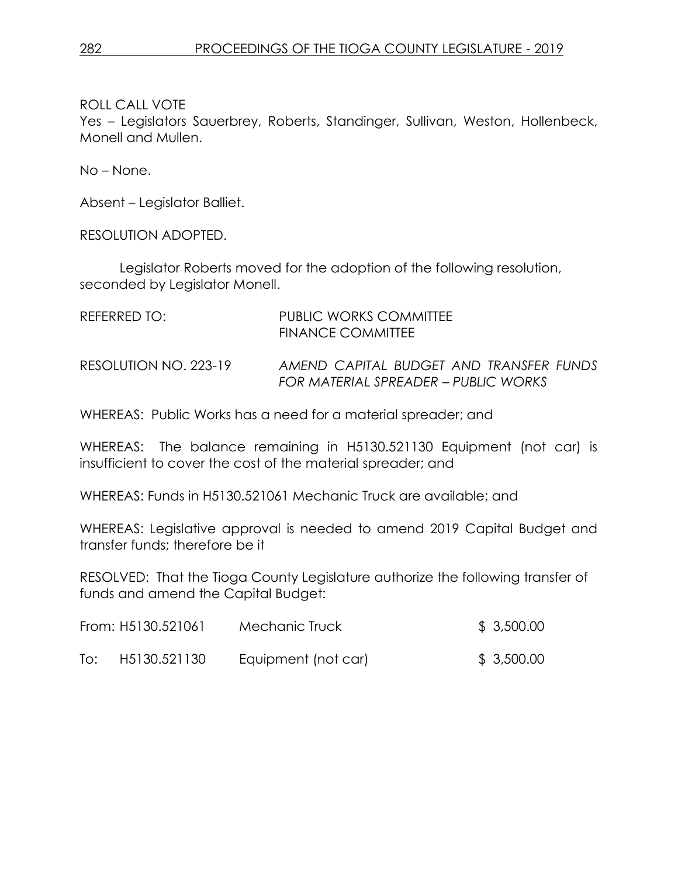ROLL CALL VOTE
Yes – Legislators Sauerbrey, Roberts, Standinger, Sullivan, Weston, Hollenbeck, Monell and Mullen.

No – None.

Absent – Legislator Balliet.

RESOLUTION ADOPTED.

Legislator Roberts moved for the adoption of the following resolution, seconded by Legislator Monell.

REFERRED TO: PUBLIC WORKS COMMITTEE
FINANCE COMMITTEE

RESOLUTION NO. 223-19 *AMEND CAPITAL BUDGET AND TRANSFER FUNDS FOR MATERIAL SPREADER – PUBLIC WORKS*

WHEREAS: Public Works has a need for a material spreader; and

WHEREAS: The balance remaining in H5130.521130 Equipment (not car) is insufficient to cover the cost of the material spreader; and

WHEREAS: Funds in H5130.521061 Mechanic Truck are available; and

WHEREAS: Legislative approval is needed to amend 2019 Capital Budget and transfer funds; therefore be it

RESOLVED: That the Tioga County Legislature authorize the following transfer of funds and amend the Capital Budget:

| | | | |
|---|---|---|---|
| From: | H5130.521061 | Mechanic Truck | $ 3,500.00 |
| To: | H5130.521130 | Equipment (not car) | $ 3,500.00 |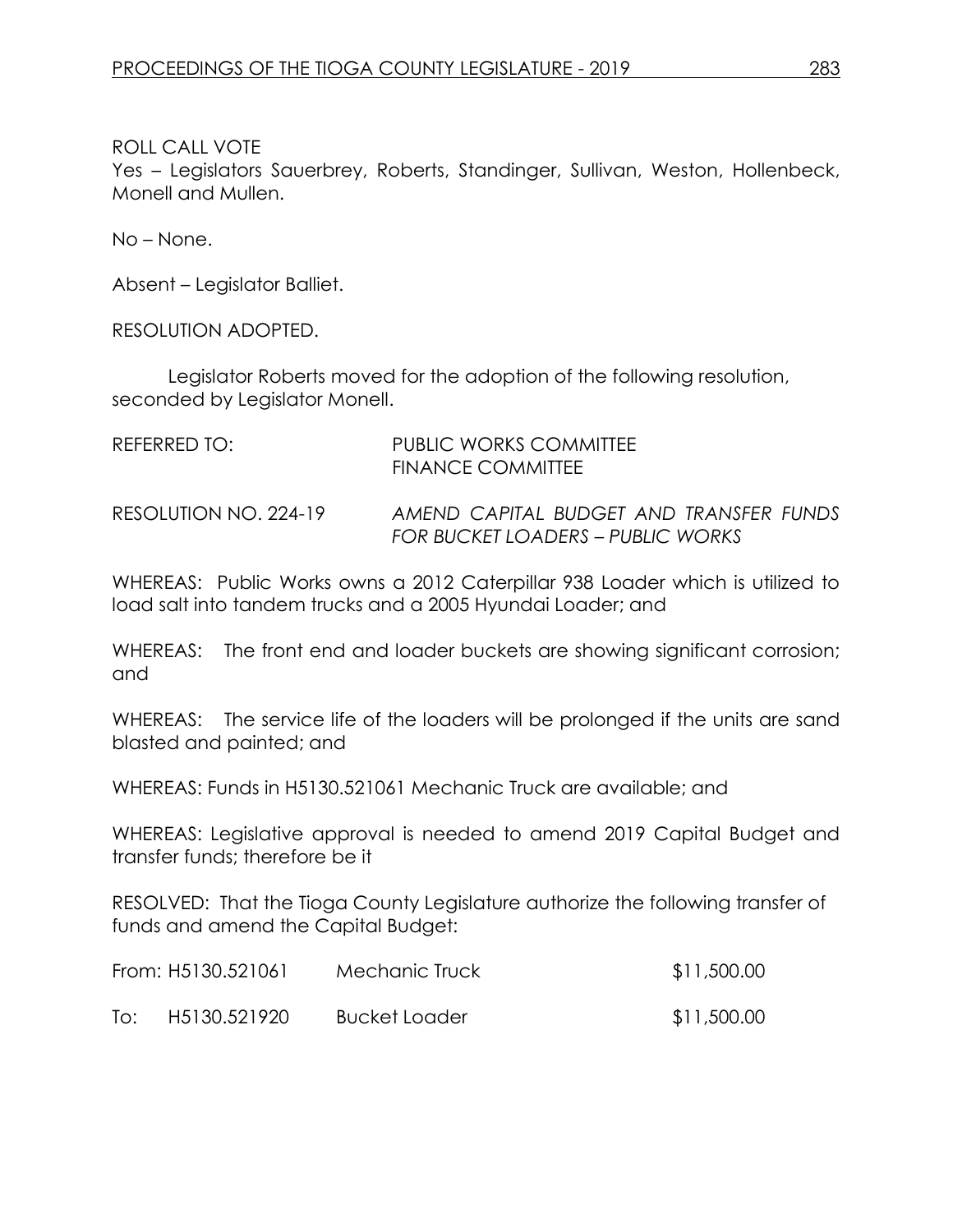ROLL CALL VOTE
Yes – Legislators Sauerbrey, Roberts, Standinger, Sullivan, Weston, Hollenbeck, Monell and Mullen.

No – None.

Absent – Legislator Balliet.

RESOLUTION ADOPTED.

Legislator Roberts moved for the adoption of the following resolution, seconded by Legislator Monell.

REFERRED TO: PUBLIC WORKS COMMITTEE
FINANCE COMMITTEE

RESOLUTION NO. 224-19 *AMEND CAPITAL BUDGET AND TRANSFER FUNDS FOR BUCKET LOADERS – PUBLIC WORKS*

WHEREAS: Public Works owns a 2012 Caterpillar 938 Loader which is utilized to load salt into tandem trucks and a 2005 Hyundai Loader; and

WHEREAS: The front end and loader buckets are showing significant corrosion; and

WHEREAS: The service life of the loaders will be prolonged if the units are sand blasted and painted; and

WHEREAS: Funds in H5130.521061 Mechanic Truck are available; and

WHEREAS: Legislative approval is needed to amend 2019 Capital Budget and transfer funds; therefore be it

RESOLVED: That the Tioga County Legislature authorize the following transfer of funds and amend the Capital Budget:

| | | |
|---|---|---|
| From: H5130.521061 | Mechanic Truck | $11,500.00 |
| To: H5130.521920 | Bucket Loader | $11,500.00 |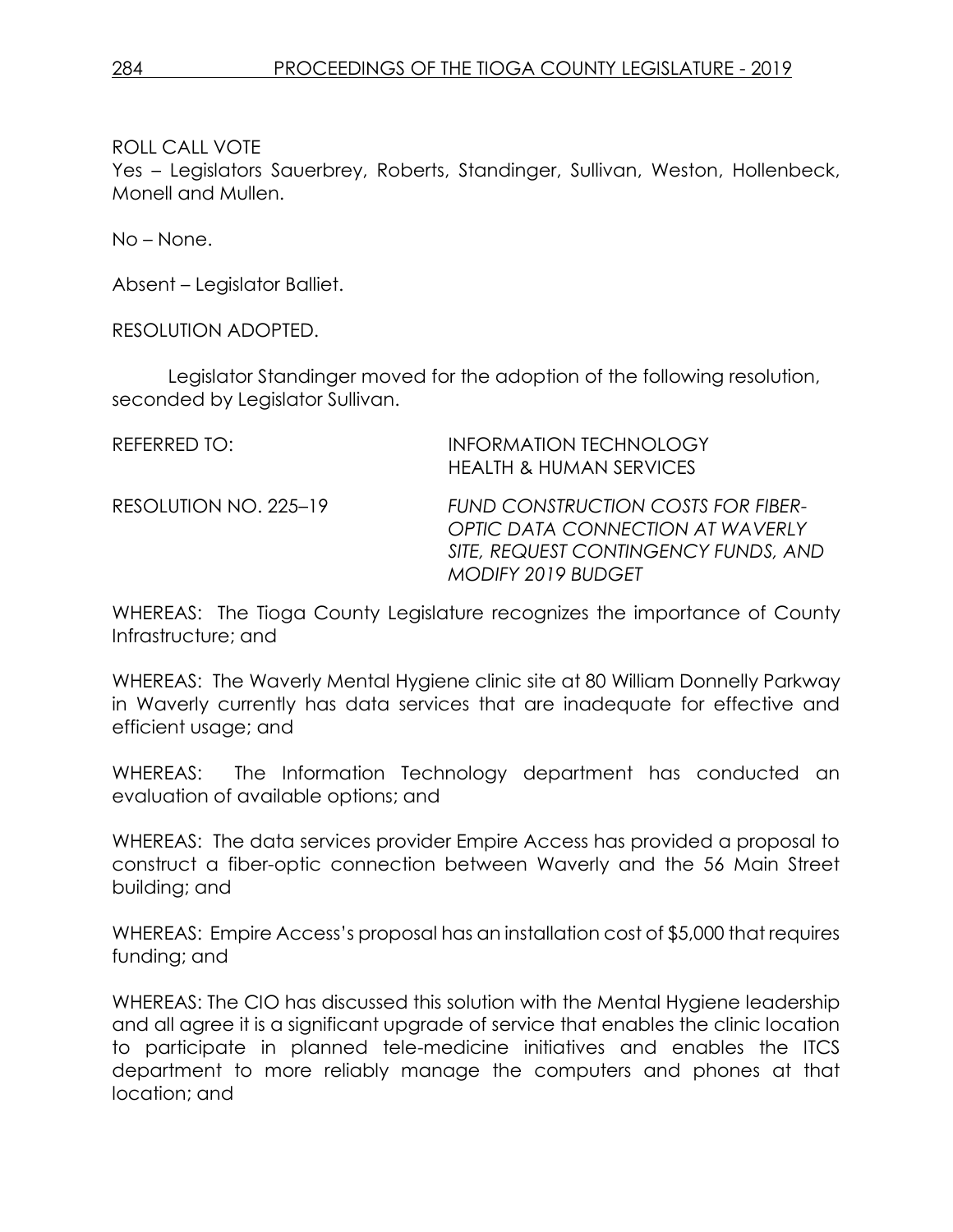ROLL CALL VOTE

Yes – Legislators Sauerbrey, Roberts, Standinger, Sullivan, Weston, Hollenbeck, Monell and Mullen.

No – None.

Absent – Legislator Balliet.

RESOLUTION ADOPTED.

Legislator Standinger moved for the adoption of the following resolution, seconded by Legislator Sullivan.

REFERRED TO: INFORMATION TECHNOLOGY
HEALTH & HUMAN SERVICES

RESOLUTION NO. 225–19 *FUND CONSTRUCTION COSTS FOR FIBER-OPTIC DATA CONNECTION AT WAVERLY SITE, REQUEST CONTINGENCY FUNDS, AND MODIFY 2019 BUDGET*

WHEREAS: The Tioga County Legislature recognizes the importance of County Infrastructure; and

WHEREAS: The Waverly Mental Hygiene clinic site at 80 William Donnelly Parkway in Waverly currently has data services that are inadequate for effective and efficient usage; and

WHEREAS: The Information Technology department has conducted an evaluation of available options; and

WHEREAS: The data services provider Empire Access has provided a proposal to construct a fiber-optic connection between Waverly and the 56 Main Street building; and

WHEREAS: Empire Access's proposal has an installation cost of $5,000 that requires funding; and

WHEREAS: The CIO has discussed this solution with the Mental Hygiene leadership and all agree it is a significant upgrade of service that enables the clinic location to participate in planned tele-medicine initiatives and enables the ITCS department to more reliably manage the computers and phones at that location; and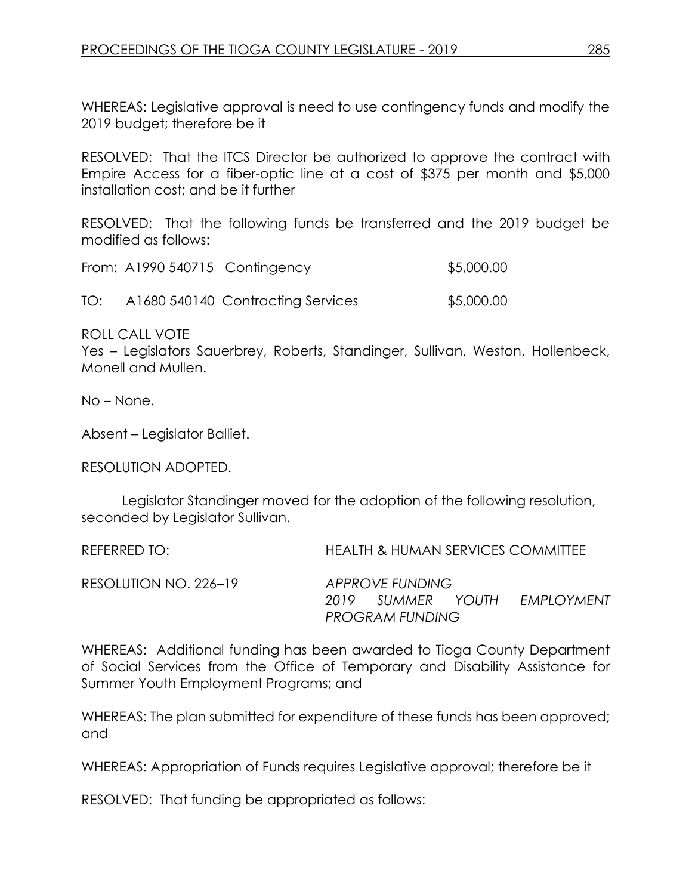WHEREAS: Legislative approval is need to use contingency funds and modify the 2019 budget; therefore be it

RESOLVED: That the ITCS Director be authorized to approve the contract with Empire Access for a fiber-optic line at a cost of $375 per month and $5,000 installation cost; and be it further

RESOLVED: That the following funds be transferred and the 2019 budget be modified as follows:

| | | | |
|---|---|---|---|
| From: | A1990 540715 | Contingency | $5,000.00 |
| TO: | A1680 540140 | Contracting Services | $5,000.00 |

ROLL CALL VOTE
Yes – Legislators Sauerbrey, Roberts, Standinger, Sullivan, Weston, Hollenbeck, Monell and Mullen.

No – None.

Absent – Legislator Balliet.

RESOLUTION ADOPTED.

Legislator Standinger moved for the adoption of the following resolution, seconded by Legislator Sullivan.

REFERRED TO: HEALTH & HUMAN SERVICES COMMITTEE

RESOLUTION NO. 226–19 *APPROVE FUNDING*
*2019 SUMMER YOUTH EMPLOYMENT PROGRAM FUNDING*

WHEREAS: Additional funding has been awarded to Tioga County Department of Social Services from the Office of Temporary and Disability Assistance for Summer Youth Employment Programs; and

WHEREAS: The plan submitted for expenditure of these funds has been approved; and

WHEREAS: Appropriation of Funds requires Legislative approval; therefore be it

RESOLVED: That funding be appropriated as follows: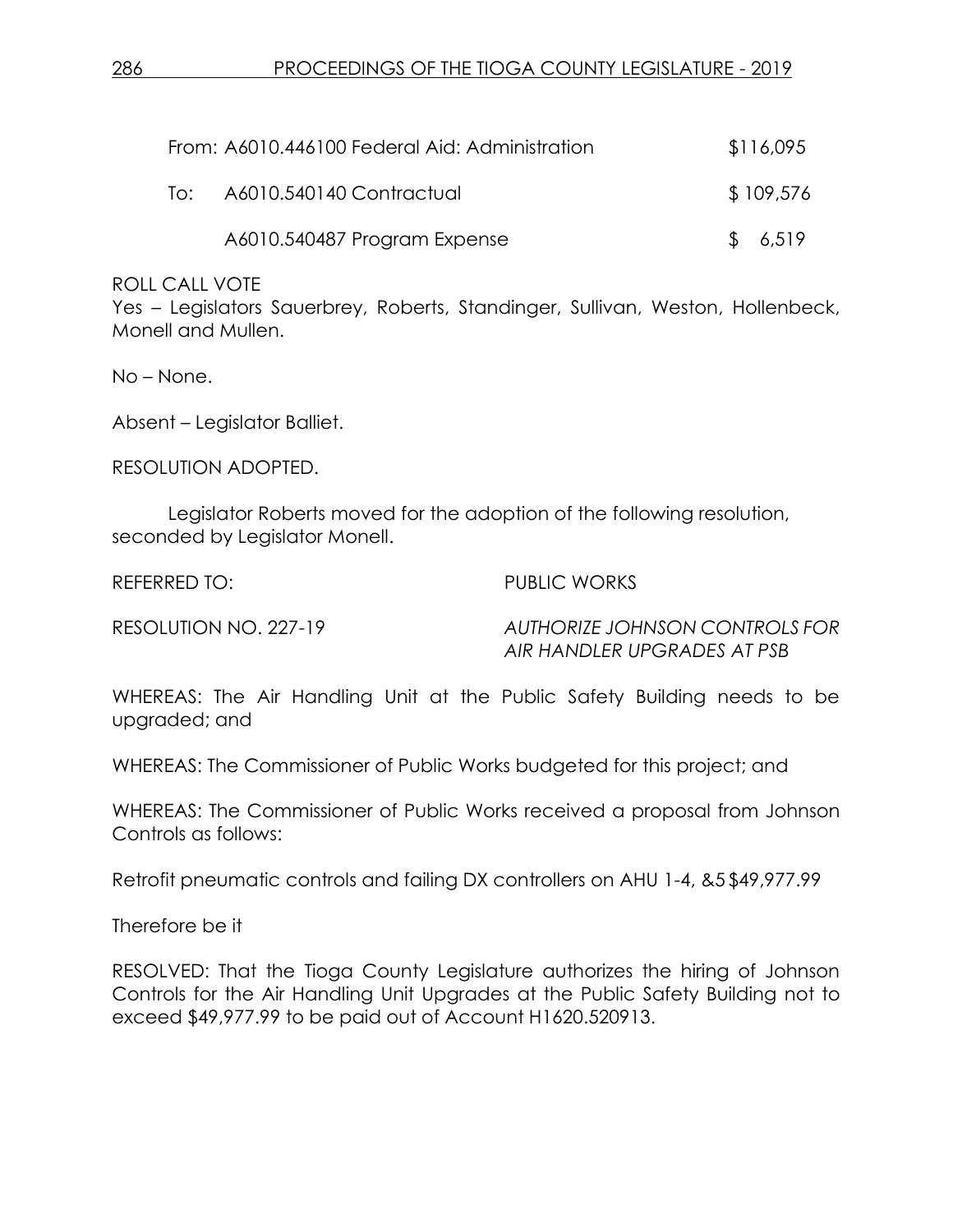| | | |
|---|---|---|
| From: | A6010.446100 Federal Aid: Administration | $116,095 |
| To: | A6010.540140 Contractual | $ 109,576 |
| | A6010.540487 Program Expense | $ 6,519 |

ROLL CALL VOTE
Yes – Legislators Sauerbrey, Roberts, Standinger, Sullivan, Weston, Hollenbeck, Monell and Mullen.

No – None.

Absent – Legislator Balliet.

RESOLUTION ADOPTED.

Legislator Roberts moved for the adoption of the following resolution, seconded by Legislator Monell.

REFERRED TO: PUBLIC WORKS

RESOLUTION NO. 227-19 *AUTHORIZE JOHNSON CONTROLS FOR AIR HANDLER UPGRADES AT PSB*

WHEREAS: The Air Handling Unit at the Public Safety Building needs to be upgraded; and

WHEREAS: The Commissioner of Public Works budgeted for this project; and

WHEREAS: The Commissioner of Public Works received a proposal from Johnson Controls as follows:

Retrofit pneumatic controls and failing DX controllers on AHU 1-4, &5 $49,977.99

Therefore be it

RESOLVED: That the Tioga County Legislature authorizes the hiring of Johnson Controls for the Air Handling Unit Upgrades at the Public Safety Building not to exceed $49,977.99 to be paid out of Account H1620.520913.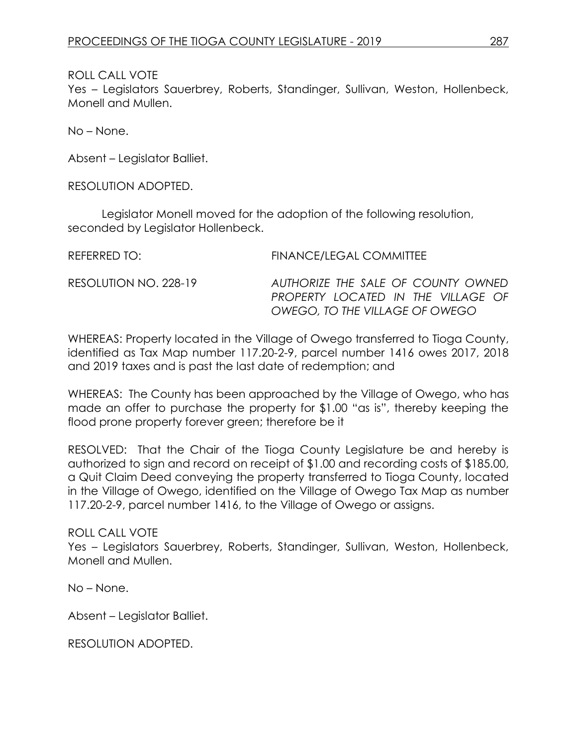ROLL CALL VOTE
Yes – Legislators Sauerbrey, Roberts, Standinger, Sullivan, Weston, Hollenbeck, Monell and Mullen.

No – None.

Absent – Legislator Balliet.

RESOLUTION ADOPTED.

Legislator Monell moved for the adoption of the following resolution, seconded by Legislator Hollenbeck.

REFERRED TO: FINANCE/LEGAL COMMITTEE

RESOLUTION NO. 228-19 *AUTHORIZE THE SALE OF COUNTY OWNED PROPERTY LOCATED IN THE VILLAGE OF OWEGO, TO THE VILLAGE OF OWEGO*

WHEREAS: Property located in the Village of Owego transferred to Tioga County, identified as Tax Map number 117.20-2-9, parcel number 1416 owes 2017, 2018 and 2019 taxes and is past the last date of redemption; and

WHEREAS: The County has been approached by the Village of Owego, who has made an offer to purchase the property for $1.00 "as is", thereby keeping the flood prone property forever green; therefore be it

RESOLVED: That the Chair of the Tioga County Legislature be and hereby is authorized to sign and record on receipt of $1.00 and recording costs of $185.00, a Quit Claim Deed conveying the property transferred to Tioga County, located in the Village of Owego, identified on the Village of Owego Tax Map as number 117.20-2-9, parcel number 1416, to the Village of Owego or assigns.

ROLL CALL VOTE
Yes – Legislators Sauerbrey, Roberts, Standinger, Sullivan, Weston, Hollenbeck, Monell and Mullen.

No – None.

Absent – Legislator Balliet.

RESOLUTION ADOPTED.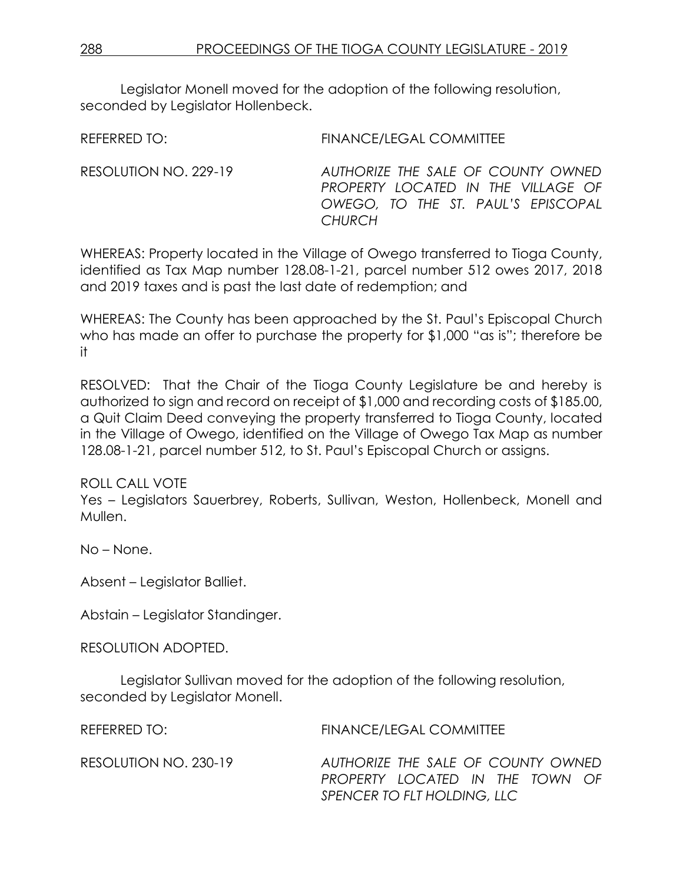Legislator Monell moved for the adoption of the following resolution, seconded by Legislator Hollenbeck.

REFERRED TO: FINANCE/LEGAL COMMITTEE

RESOLUTION NO. 229-19 *AUTHORIZE THE SALE OF COUNTY OWNED PROPERTY LOCATED IN THE VILLAGE OF OWEGO, TO THE ST. PAUL'S EPISCOPAL CHURCH*

WHEREAS: Property located in the Village of Owego transferred to Tioga County, identified as Tax Map number 128.08-1-21, parcel number 512 owes 2017, 2018 and 2019 taxes and is past the last date of redemption; and

WHEREAS: The County has been approached by the St. Paul's Episcopal Church who has made an offer to purchase the property for $1,000 "as is"; therefore be it

RESOLVED: That the Chair of the Tioga County Legislature be and hereby is authorized to sign and record on receipt of $1,000 and recording costs of $185.00, a Quit Claim Deed conveying the property transferred to Tioga County, located in the Village of Owego, identified on the Village of Owego Tax Map as number 128.08-1-21, parcel number 512, to St. Paul's Episcopal Church or assigns.

ROLL CALL VOTE
Yes – Legislators Sauerbrey, Roberts, Sullivan, Weston, Hollenbeck, Monell and Mullen.

No – None.

Absent – Legislator Balliet.

Abstain – Legislator Standinger.

RESOLUTION ADOPTED.

Legislator Sullivan moved for the adoption of the following resolution, seconded by Legislator Monell.

REFERRED TO: FINANCE/LEGAL COMMITTEE

RESOLUTION NO. 230-19 *AUTHORIZE THE SALE OF COUNTY OWNED PROPERTY LOCATED IN THE TOWN OF SPENCER TO FLT HOLDING, LLC*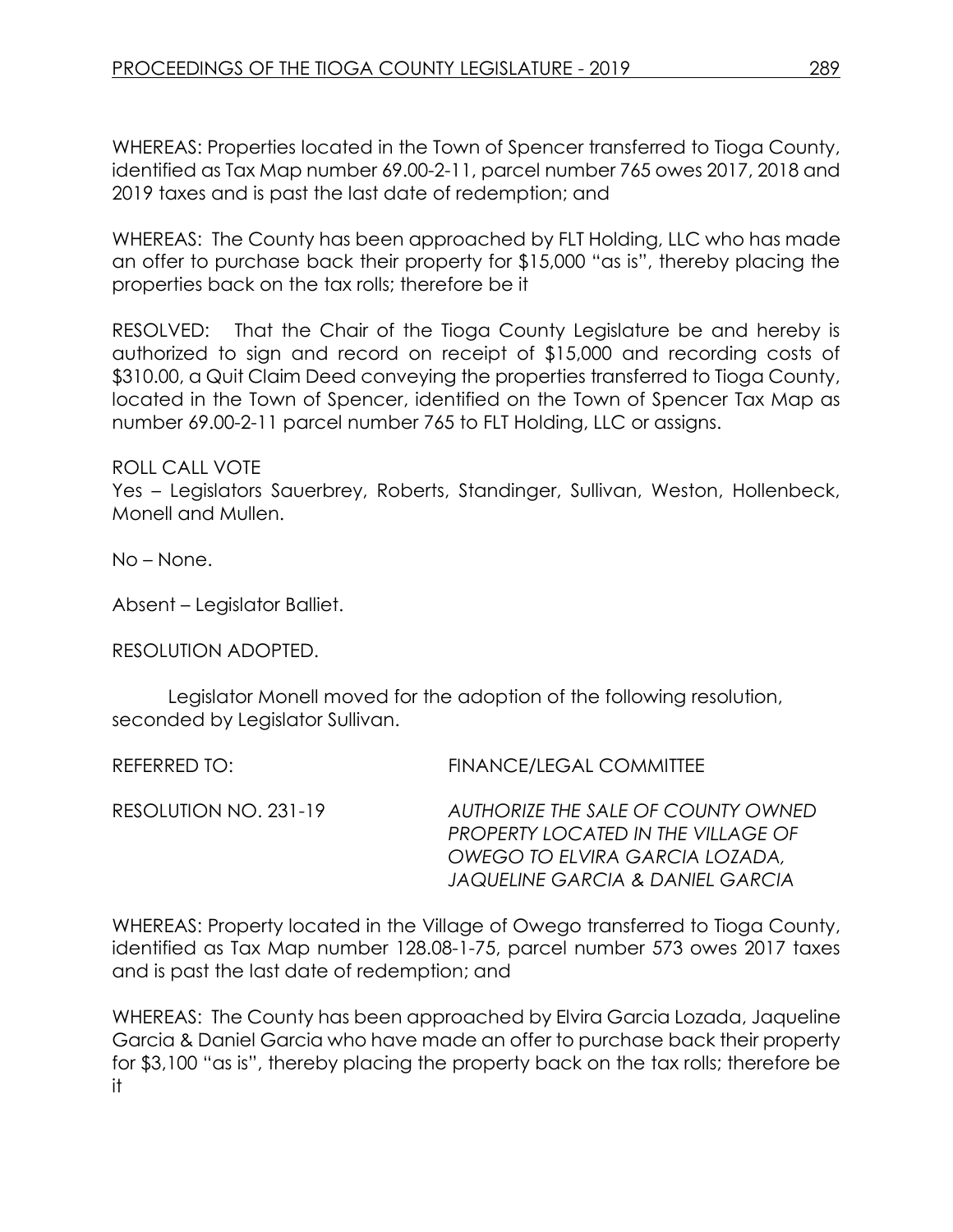WHEREAS: Properties located in the Town of Spencer transferred to Tioga County, identified as Tax Map number 69.00-2-11, parcel number 765 owes 2017, 2018 and 2019 taxes and is past the last date of redemption; and

WHEREAS: The County has been approached by FLT Holding, LLC who has made an offer to purchase back their property for $15,000 "as is", thereby placing the properties back on the tax rolls; therefore be it

RESOLVED: That the Chair of the Tioga County Legislature be and hereby is authorized to sign and record on receipt of $15,000 and recording costs of $310.00, a Quit Claim Deed conveying the properties transferred to Tioga County, located in the Town of Spencer, identified on the Town of Spencer Tax Map as number 69.00-2-11 parcel number 765 to FLT Holding, LLC or assigns.

ROLL CALL VOTE
Yes – Legislators Sauerbrey, Roberts, Standinger, Sullivan, Weston, Hollenbeck, Monell and Mullen.

No – None.

Absent – Legislator Balliet.

RESOLUTION ADOPTED.

Legislator Monell moved for the adoption of the following resolution, seconded by Legislator Sullivan.

REFERRED TO: FINANCE/LEGAL COMMITTEE

RESOLUTION NO. 231-19 *AUTHORIZE THE SALE OF COUNTY OWNED PROPERTY LOCATED IN THE VILLAGE OF OWEGO TO ELVIRA GARCIA LOZADA, JAQUELINE GARCIA & DANIEL GARCIA*

WHEREAS: Property located in the Village of Owego transferred to Tioga County, identified as Tax Map number 128.08-1-75, parcel number 573 owes 2017 taxes and is past the last date of redemption; and

WHEREAS: The County has been approached by Elvira Garcia Lozada, Jaqueline Garcia & Daniel Garcia who have made an offer to purchase back their property for $3,100 "as is", thereby placing the property back on the tax rolls; therefore be it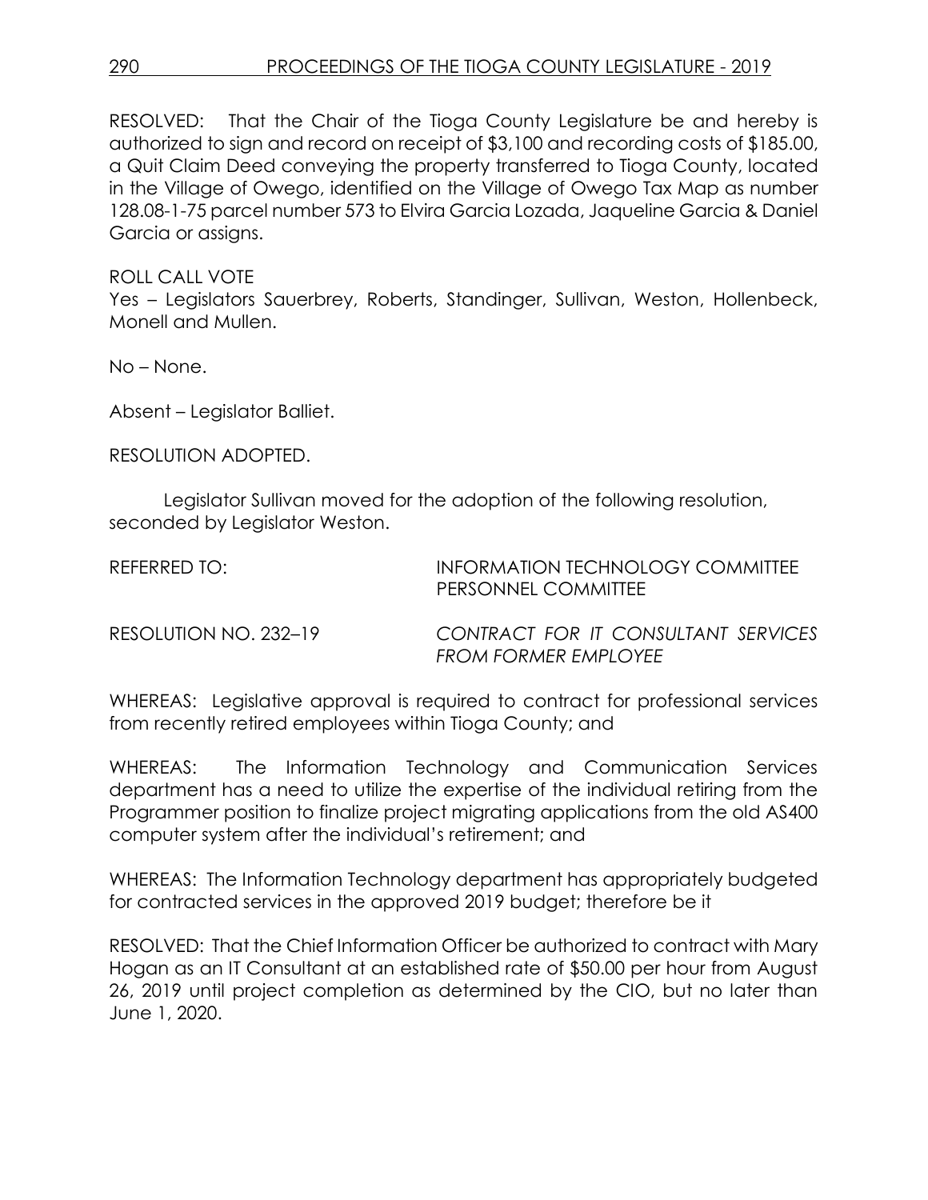RESOLVED: That the Chair of the Tioga County Legislature be and hereby is authorized to sign and record on receipt of $3,100 and recording costs of $185.00, a Quit Claim Deed conveying the property transferred to Tioga County, located in the Village of Owego, identified on the Village of Owego Tax Map as number 128.08-1-75 parcel number 573 to Elvira Garcia Lozada, Jaqueline Garcia & Daniel Garcia or assigns.

ROLL CALL VOTE
Yes – Legislators Sauerbrey, Roberts, Standinger, Sullivan, Weston, Hollenbeck, Monell and Mullen.

No – None.

Absent – Legislator Balliet.

RESOLUTION ADOPTED.

Legislator Sullivan moved for the adoption of the following resolution, seconded by Legislator Weston.

REFERRED TO: INFORMATION TECHNOLOGY COMMITTEE
PERSONNEL COMMITTEE

RESOLUTION NO. 232–19 *CONTRACT FOR IT CONSULTANT SERVICES FROM FORMER EMPLOYEE*

WHEREAS: Legislative approval is required to contract for professional services from recently retired employees within Tioga County; and

WHEREAS: The Information Technology and Communication Services department has a need to utilize the expertise of the individual retiring from the Programmer position to finalize project migrating applications from the old AS400 computer system after the individual's retirement; and

WHEREAS: The Information Technology department has appropriately budgeted for contracted services in the approved 2019 budget; therefore be it

RESOLVED: That the Chief Information Officer be authorized to contract with Mary Hogan as an IT Consultant at an established rate of $50.00 per hour from August 26, 2019 until project completion as determined by the CIO, but no later than June 1, 2020.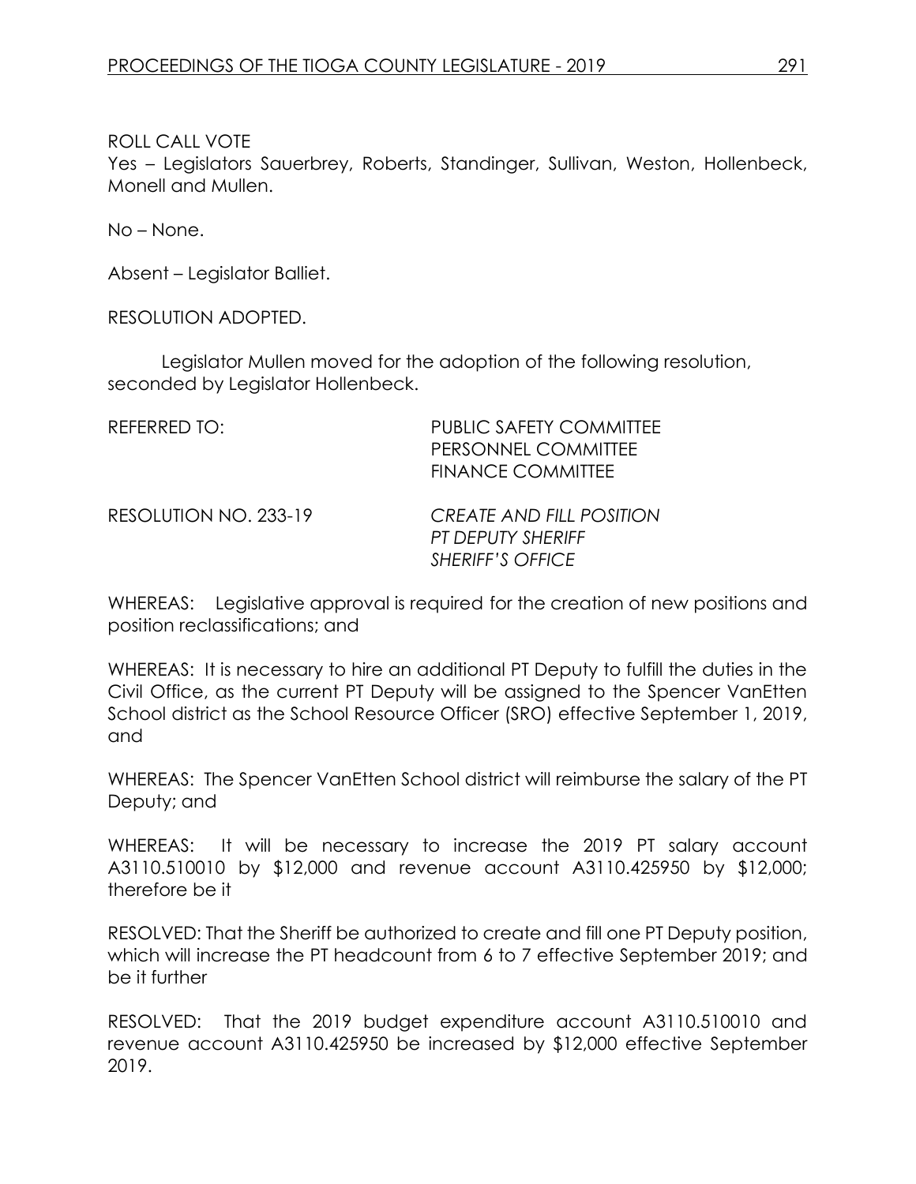ROLL CALL VOTE

Yes – Legislators Sauerbrey, Roberts, Standinger, Sullivan, Weston, Hollenbeck, Monell and Mullen.

No – None.

Absent – Legislator Balliet.

RESOLUTION ADOPTED.

Legislator Mullen moved for the adoption of the following resolution, seconded by Legislator Hollenbeck.

REFERRED TO: PUBLIC SAFETY COMMITTEE
PERSONNEL COMMITTEE
FINANCE COMMITTEE

RESOLUTION NO. 233-19 *CREATE AND FILL POSITION*
*PT DEPUTY SHERIFF*
*SHERIFF'S OFFICE*

WHEREAS: Legislative approval is required for the creation of new positions and position reclassifications; and

WHEREAS: It is necessary to hire an additional PT Deputy to fulfill the duties in the Civil Office, as the current PT Deputy will be assigned to the Spencer VanEtten School district as the School Resource Officer (SRO) effective September 1, 2019, and

WHEREAS: The Spencer VanEtten School district will reimburse the salary of the PT Deputy; and

WHEREAS: It will be necessary to increase the 2019 PT salary account A3110.510010 by $12,000 and revenue account A3110.425950 by $12,000; therefore be it

RESOLVED: That the Sheriff be authorized to create and fill one PT Deputy position, which will increase the PT headcount from 6 to 7 effective September 2019; and be it further

RESOLVED: That the 2019 budget expenditure account A3110.510010 and revenue account A3110.425950 be increased by $12,000 effective September 2019.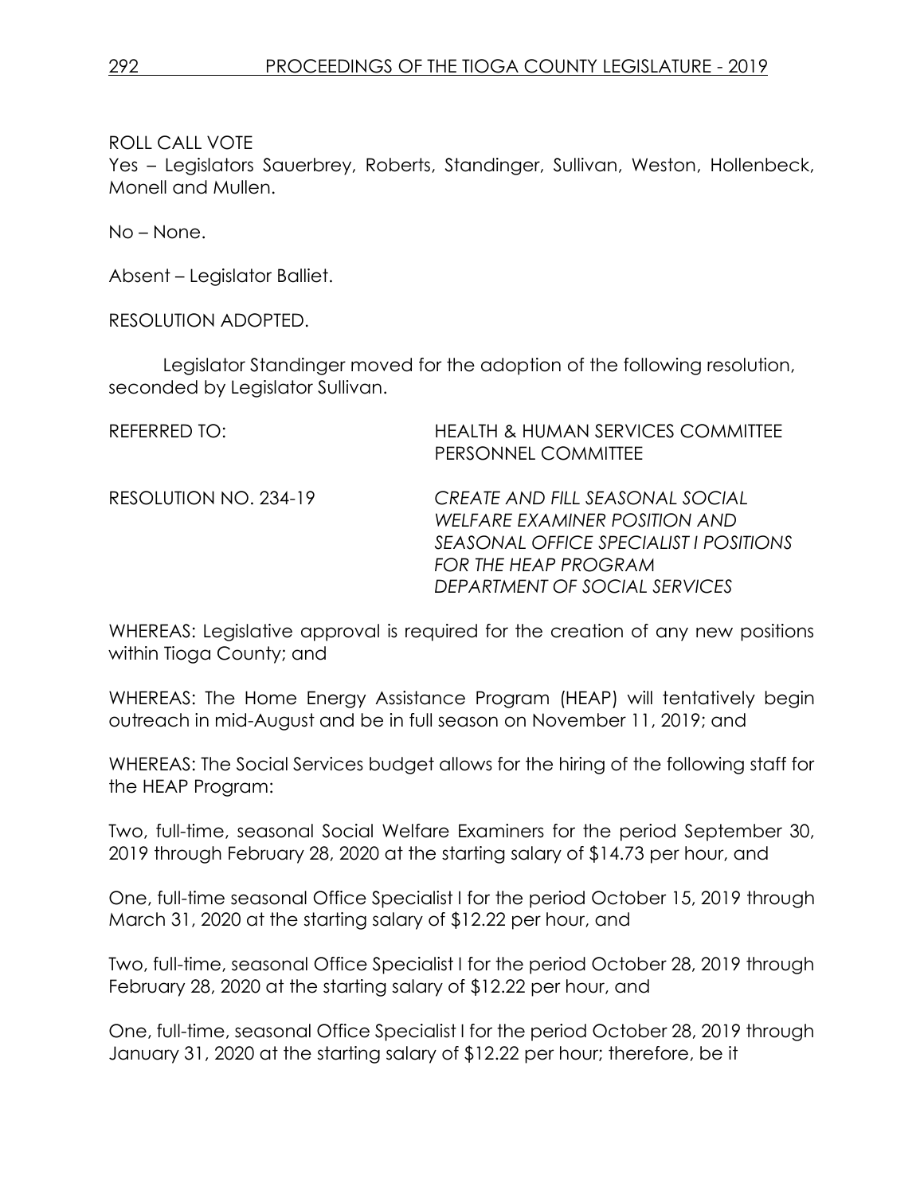ROLL CALL VOTE

Yes – Legislators Sauerbrey, Roberts, Standinger, Sullivan, Weston, Hollenbeck, Monell and Mullen.

No – None.

Absent – Legislator Balliet.

RESOLUTION ADOPTED.

Legislator Standinger moved for the adoption of the following resolution, seconded by Legislator Sullivan.

REFERRED TO: HEALTH & HUMAN SERVICES COMMITTEE
PERSONNEL COMMITTEE

RESOLUTION NO. 234-19 *CREATE AND FILL SEASONAL SOCIAL WELFARE EXAMINER POSITION AND SEASONAL OFFICE SPECIALIST I POSITIONS FOR THE HEAP PROGRAM DEPARTMENT OF SOCIAL SERVICES*

WHEREAS: Legislative approval is required for the creation of any new positions within Tioga County; and

WHEREAS: The Home Energy Assistance Program (HEAP) will tentatively begin outreach in mid-August and be in full season on November 11, 2019; and

WHEREAS: The Social Services budget allows for the hiring of the following staff for the HEAP Program:

Two, full-time, seasonal Social Welfare Examiners for the period September 30, 2019 through February 28, 2020 at the starting salary of $14.73 per hour, and

One, full-time seasonal Office Specialist I for the period October 15, 2019 through March 31, 2020 at the starting salary of $12.22 per hour, and

Two, full-time, seasonal Office Specialist I for the period October 28, 2019 through February 28, 2020 at the starting salary of $12.22 per hour, and

One, full-time, seasonal Office Specialist I for the period October 28, 2019 through January 31, 2020 at the starting salary of $12.22 per hour; therefore, be it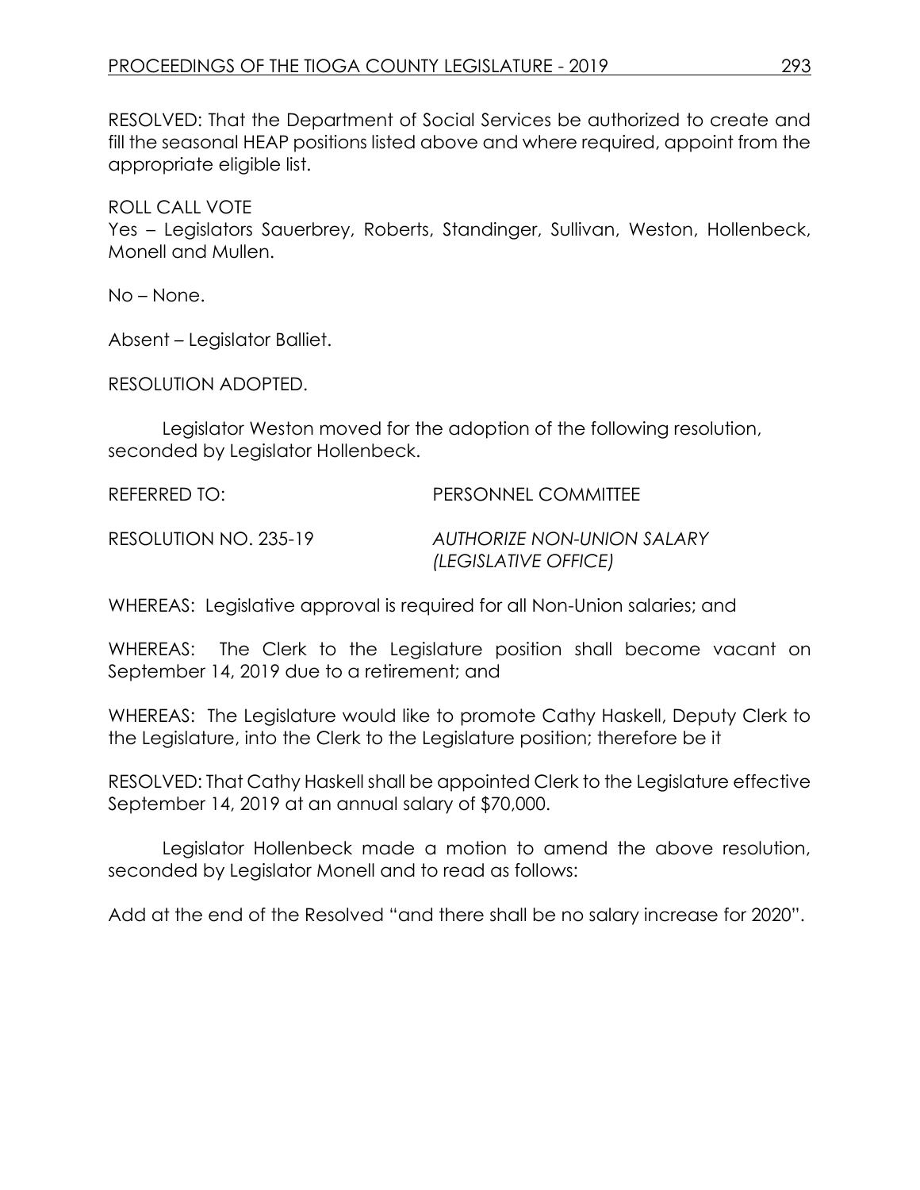RESOLVED: That the Department of Social Services be authorized to create and fill the seasonal HEAP positions listed above and where required, appoint from the appropriate eligible list.

ROLL CALL VOTE
Yes – Legislators Sauerbrey, Roberts, Standinger, Sullivan, Weston, Hollenbeck, Monell and Mullen.

No – None.

Absent – Legislator Balliet.

RESOLUTION ADOPTED.

Legislator Weston moved for the adoption of the following resolution, seconded by Legislator Hollenbeck.

REFERRED TO: PERSONNEL COMMITTEE

RESOLUTION NO. 235-19 *AUTHORIZE NON-UNION SALARY (LEGISLATIVE OFFICE)*

WHEREAS: Legislative approval is required for all Non-Union salaries; and

WHEREAS: The Clerk to the Legislature position shall become vacant on September 14, 2019 due to a retirement; and

WHEREAS: The Legislature would like to promote Cathy Haskell, Deputy Clerk to the Legislature, into the Clerk to the Legislature position; therefore be it

RESOLVED: That Cathy Haskell shall be appointed Clerk to the Legislature effective September 14, 2019 at an annual salary of $70,000.

Legislator Hollenbeck made a motion to amend the above resolution, seconded by Legislator Monell and to read as follows:

Add at the end of the Resolved "and there shall be no salary increase for 2020".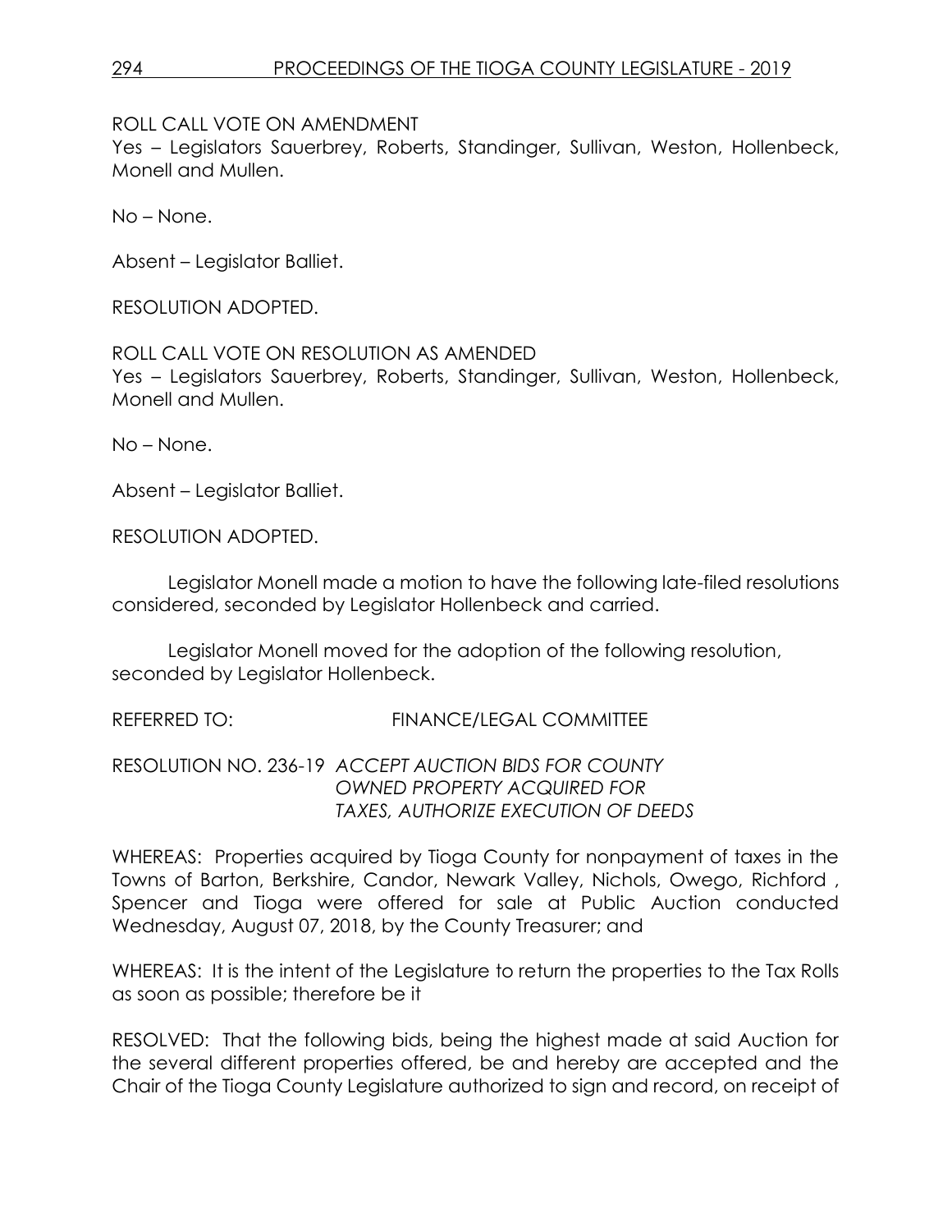ROLL CALL VOTE ON AMENDMENT
Yes – Legislators Sauerbrey, Roberts, Standinger, Sullivan, Weston, Hollenbeck, Monell and Mullen.

No – None.

Absent – Legislator Balliet.

RESOLUTION ADOPTED.

ROLL CALL VOTE ON RESOLUTION AS AMENDED
Yes – Legislators Sauerbrey, Roberts, Standinger, Sullivan, Weston, Hollenbeck, Monell and Mullen.

No – None.

Absent – Legislator Balliet.

RESOLUTION ADOPTED.

Legislator Monell made a motion to have the following late-filed resolutions considered, seconded by Legislator Hollenbeck and carried.

Legislator Monell moved for the adoption of the following resolution, seconded by Legislator Hollenbeck.

REFERRED TO: FINANCE/LEGAL COMMITTEE

RESOLUTION NO. 236-19 *ACCEPT AUCTION BIDS FOR COUNTY OWNED PROPERTY ACQUIRED FOR TAXES, AUTHORIZE EXECUTION OF DEEDS*

WHEREAS: Properties acquired by Tioga County for nonpayment of taxes in the Towns of Barton, Berkshire, Candor, Newark Valley, Nichols, Owego, Richford , Spencer and Tioga were offered for sale at Public Auction conducted Wednesday, August 07, 2018, by the County Treasurer; and

WHEREAS: It is the intent of the Legislature to return the properties to the Tax Rolls as soon as possible; therefore be it

RESOLVED: That the following bids, being the highest made at said Auction for the several different properties offered, be and hereby are accepted and the Chair of the Tioga County Legislature authorized to sign and record, on receipt of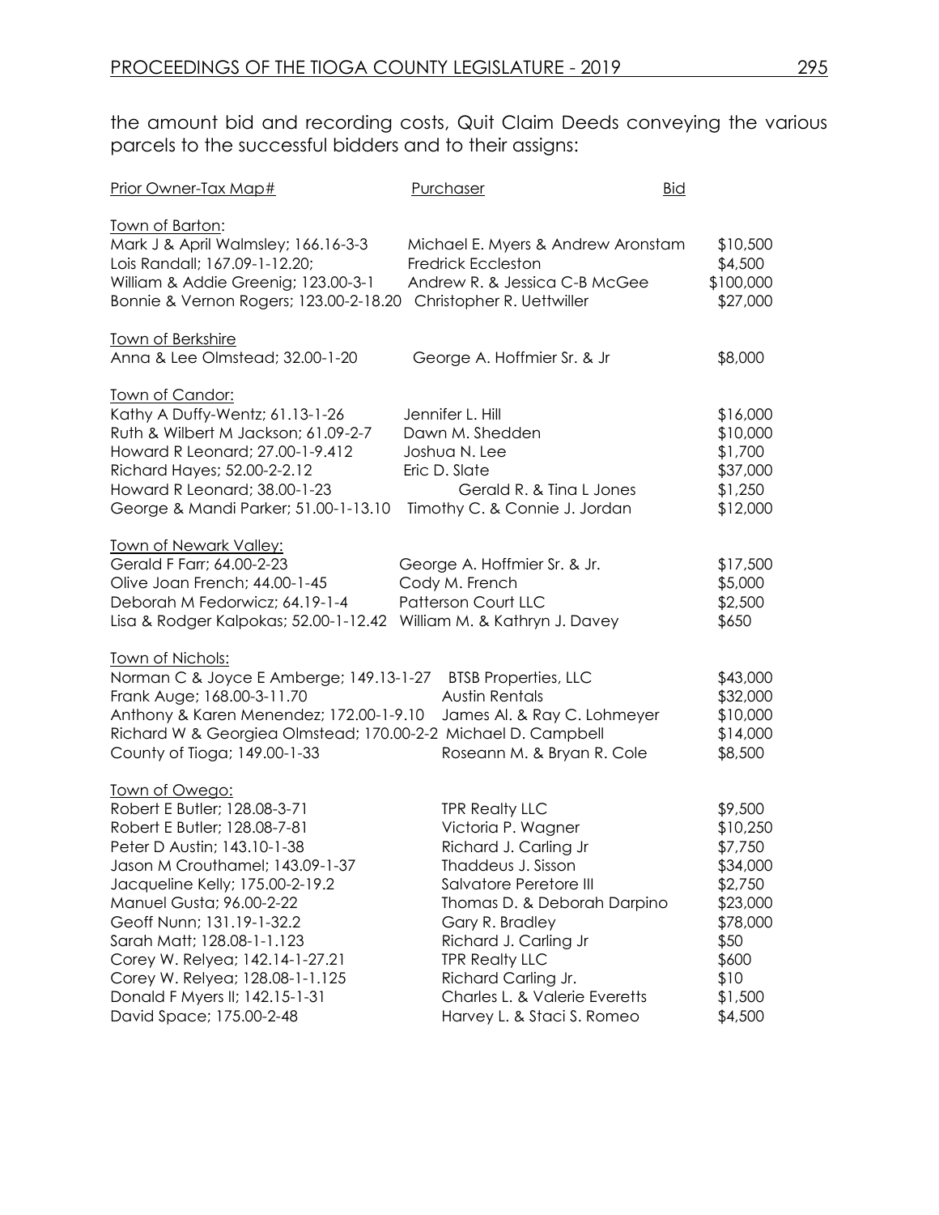the amount bid and recording costs, Quit Claim Deeds conveying the various parcels to the successful bidders and to their assigns:

| Prior Owner-Tax Map# | Purchaser | Bid |
|---|---|---|
| Town of Barton: | | |
| Mark J & April Walmsley; 166.16-3-3 | Michael E. Myers & Andrew Aronstam | $10,500 |
| Lois Randall; 167.09-1-12.20; | Fredrick Eccleston | $4,500 |
| William & Addie Greenig; 123.00-3-1 | Andrew R. & Jessica C-B McGee | $100,000 |
| Bonnie & Vernon Rogers; 123.00-2-18.20 | Christopher R. Uettwiller | $27,000 |
| Town of Berkshire | | |
| Anna & Lee Olmstead; 32.00-1-20 | George A. Hoffmier Sr. & Jr | $8,000 |
| Town of Candor: | | |
| Kathy A Duffy-Wentz; 61.13-1-26 | Jennifer L. Hill | $16,000 |
| Ruth & Wilbert M Jackson; 61.09-2-7 | Dawn M. Shedden | $10,000 |
| Howard R Leonard; 27.00-1-9.412 | Joshua N. Lee | $1,700 |
| Richard Hayes; 52.00-2-2.12 | Eric D. Slate | $37,000 |
| Howard R Leonard; 38.00-1-23 | Gerald R. & Tina L Jones | $1,250 |
| George & Mandi Parker; 51.00-1-13.10 | Timothy C. & Connie J. Jordan | $12,000 |
| Town of Newark Valley: | | |
| Gerald F Farr; 64.00-2-23 | George A. Hoffmier Sr. & Jr. | $17,500 |
| Olive Joan French; 44.00-1-45 | Cody M. French | $5,000 |
| Deborah M Fedorwicz; 64.19-1-4 | Patterson Court LLC | $2,500 |
| Lisa & Rodger Kalpokas; 52.00-1-12.42 | William M. & Kathryn J. Davey | $650 |
| Town of Nichols: | | |
| Norman C & Joyce E Amberge; 149.13-1-27 | BTSB Properties, LLC | $43,000 |
| Frank Auge; 168.00-3-11.70 | Austin Rentals | $32,000 |
| Anthony & Karen Menendez; 172.00-1-9.10 | James Al. & Ray C. Lohmeyer | $10,000 |
| Richard W & Georgiea Olmstead; 170.00-2-2 | Michael D. Campbell | $14,000 |
| County of Tioga; 149.00-1-33 | Roseann M. & Bryan R. Cole | $8,500 |
| Town of Owego: | | |
| Robert E Butler; 128.08-3-71 | TPR Realty LLC | $9,500 |
| Robert E Butler; 128.08-7-81 | Victoria P. Wagner | $10,250 |
| Peter D Austin; 143.10-1-38 | Richard J. Carling Jr | $7,750 |
| Jason M Crouthamel; 143.09-1-37 | Thaddeus J. Sisson | $34,000 |
| Jacqueline Kelly; 175.00-2-19.2 | Salvatore Peretore III | $2,750 |
| Manuel Gusta; 96.00-2-22 | Thomas D. & Deborah Darpino | $23,000 |
| Geoff Nunn; 131.19-1-32.2 | Gary R. Bradley | $78,000 |
| Sarah Matt; 128.08-1-1.123 | Richard J. Carling Jr | $50 |
| Corey W. Relyea; 142.14-1-27.21 | TPR Realty LLC | $600 |
| Corey W. Relyea; 128.08-1-1.125 | Richard Carling Jr. | $10 |
| Donald F Myers II; 142.15-1-31 | Charles L. & Valerie Everetts | $1,500 |
| David Space; 175.00-2-48 | Harvey L. & Staci S. Romeo | $4,500 |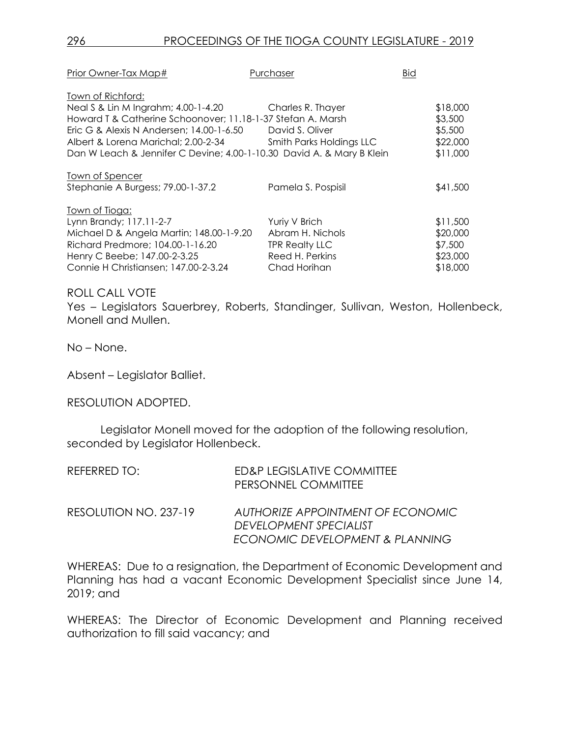| Prior Owner-Tax Map# | Purchaser | Bid |
|---|---|---|
| Town of Richford: | | |
| Neal S & Lin M Ingrahm; 4.00-1-4.20 | Charles R. Thayer | $18,000 |
| Howard T & Catherine Schoonover; 11.18-1-37 | Stefan A. Marsh | $3,500 |
| Eric G & Alexis N Andersen; 14.00-1-6.50 | David S. Oliver | $5,500 |
| Albert & Lorena Marichal; 2.00-2-34 | Smith Parks Holdings LLC | $22,000 |
| Dan W Leach & Jennifer C Devine; 4.00-1-10.30 | David A. & Mary B Klein | $11,000 |
| Town of Spencer | | |
| Stephanie A Burgess; 79.00-1-37.2 | Pamela S. Pospisil | $41,500 |
| Town of Tioga: | | |
| Lynn Brandy; 117.11-2-7 | Yuriy V Brich | $11,500 |
| Michael D & Angela Martin; 148.00-1-9.20 | Abram H. Nichols | $20,000 |
| Richard Predmore; 104.00-1-16.20 | TPR Realty LLC | $7,500 |
| Henry C Beebe; 147.00-2-3.25 | Reed H. Perkins | $23,000 |
| Connie H Christiansen; 147.00-2-3.24 | Chad Horihan | $18,000 |

ROLL CALL VOTE

Yes – Legislators Sauerbrey, Roberts, Standinger, Sullivan, Weston, Hollenbeck, Monell and Mullen.

No – None.

Absent – Legislator Balliet.

RESOLUTION ADOPTED.

Legislator Monell moved for the adoption of the following resolution, seconded by Legislator Hollenbeck.

REFERRED TO: ED&P LEGISLATIVE COMMITTEE
PERSONNEL COMMITTEE

RESOLUTION NO. 237-19 *AUTHORIZE APPOINTMENT OF ECONOMIC DEVELOPMENT SPECIALIST ECONOMIC DEVELOPMENT & PLANNING*

WHEREAS: Due to a resignation, the Department of Economic Development and Planning has had a vacant Economic Development Specialist since June 14, 2019; and

WHEREAS: The Director of Economic Development and Planning received authorization to fill said vacancy; and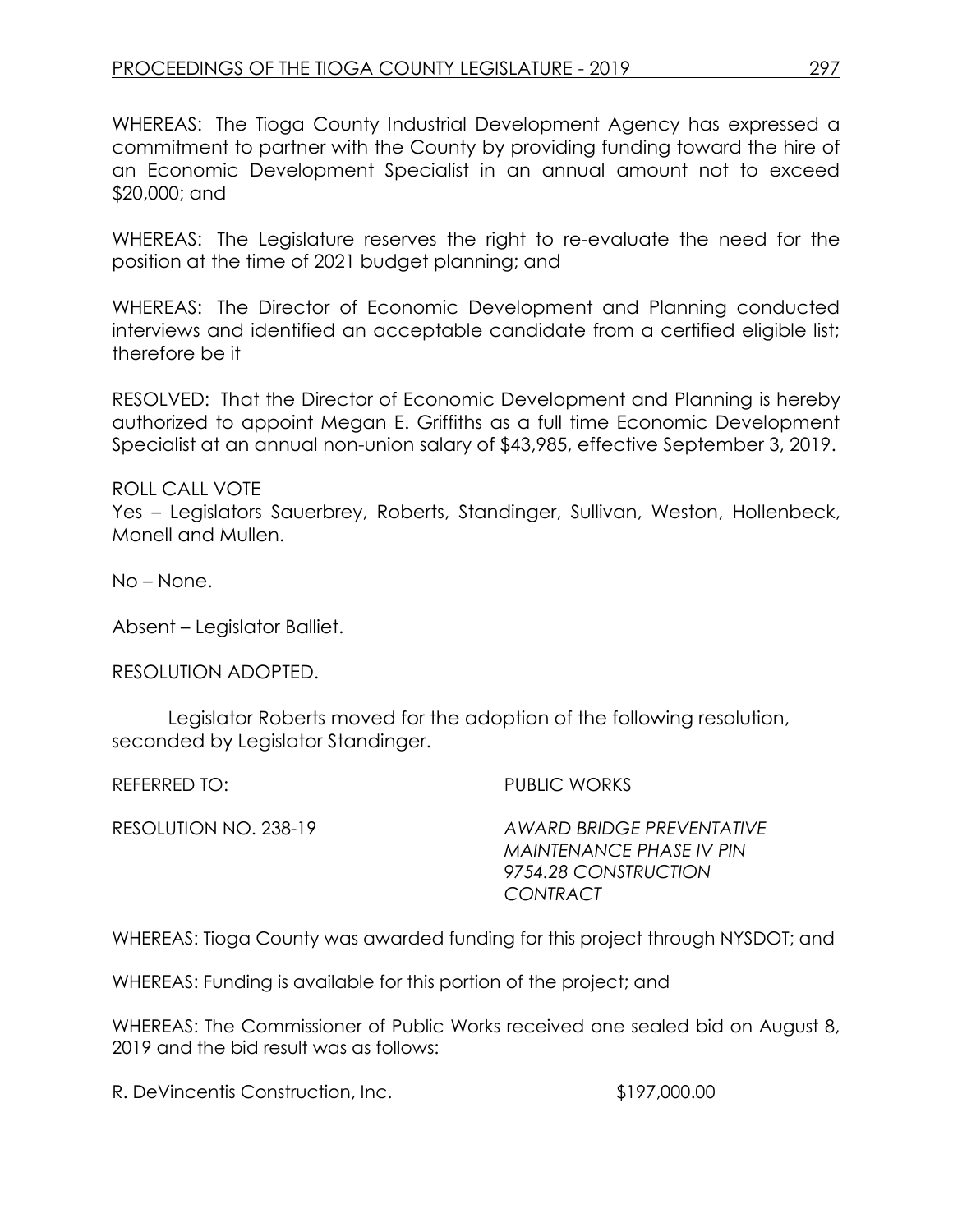WHEREAS: The Tioga County Industrial Development Agency has expressed a commitment to partner with the County by providing funding toward the hire of an Economic Development Specialist in an annual amount not to exceed $20,000; and

WHEREAS: The Legislature reserves the right to re-evaluate the need for the position at the time of 2021 budget planning; and

WHEREAS: The Director of Economic Development and Planning conducted interviews and identified an acceptable candidate from a certified eligible list; therefore be it

RESOLVED: That the Director of Economic Development and Planning is hereby authorized to appoint Megan E. Griffiths as a full time Economic Development Specialist at an annual non-union salary of $43,985, effective September 3, 2019.

ROLL CALL VOTE
Yes – Legislators Sauerbrey, Roberts, Standinger, Sullivan, Weston, Hollenbeck, Monell and Mullen.

No – None.

Absent – Legislator Balliet.

RESOLUTION ADOPTED.

Legislator Roberts moved for the adoption of the following resolution, seconded by Legislator Standinger.

REFERRED TO: PUBLIC WORKS

RESOLUTION NO. 238-19 *AWARD BRIDGE PREVENTATIVE MAINTENANCE PHASE IV PIN 9754.28 CONSTRUCTION CONTRACT*

WHEREAS: Tioga County was awarded funding for this project through NYSDOT; and

WHEREAS: Funding is available for this portion of the project; and

WHEREAS: The Commissioner of Public Works received one sealed bid on August 8, 2019 and the bid result was as follows:

R. DeVincentis Construction, Inc. $197,000.00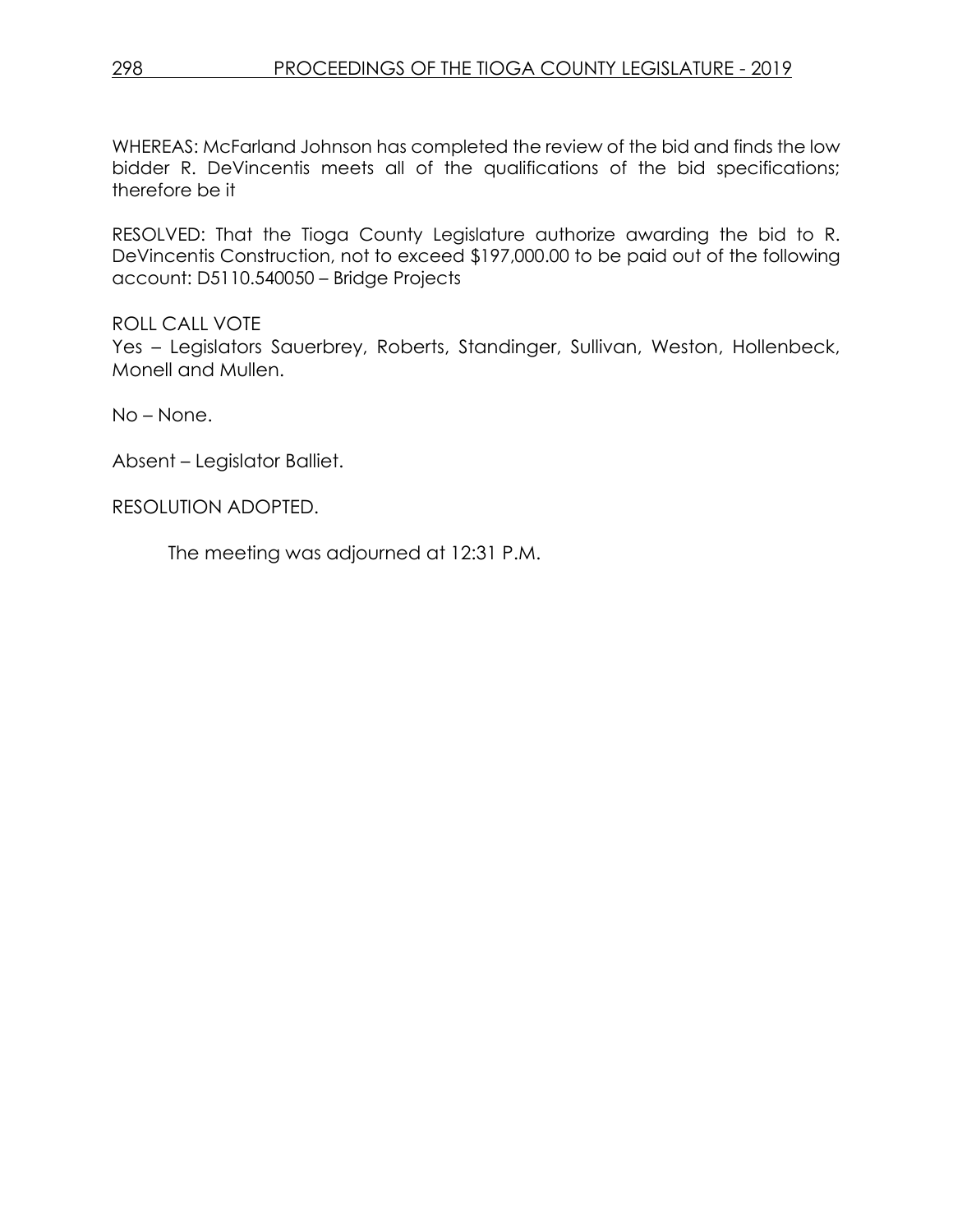WHEREAS: McFarland Johnson has completed the review of the bid and finds the low bidder R. DeVincentis meets all of the qualifications of the bid specifications; therefore be it

RESOLVED: That the Tioga County Legislature authorize awarding the bid to R. DeVincentis Construction, not to exceed $197,000.00 to be paid out of the following account: D5110.540050 – Bridge Projects

ROLL CALL VOTE
Yes – Legislators Sauerbrey, Roberts, Standinger, Sullivan, Weston, Hollenbeck, Monell and Mullen.

No – None.

Absent – Legislator Balliet.

RESOLUTION ADOPTED.

The meeting was adjourned at 12:31 P.M.